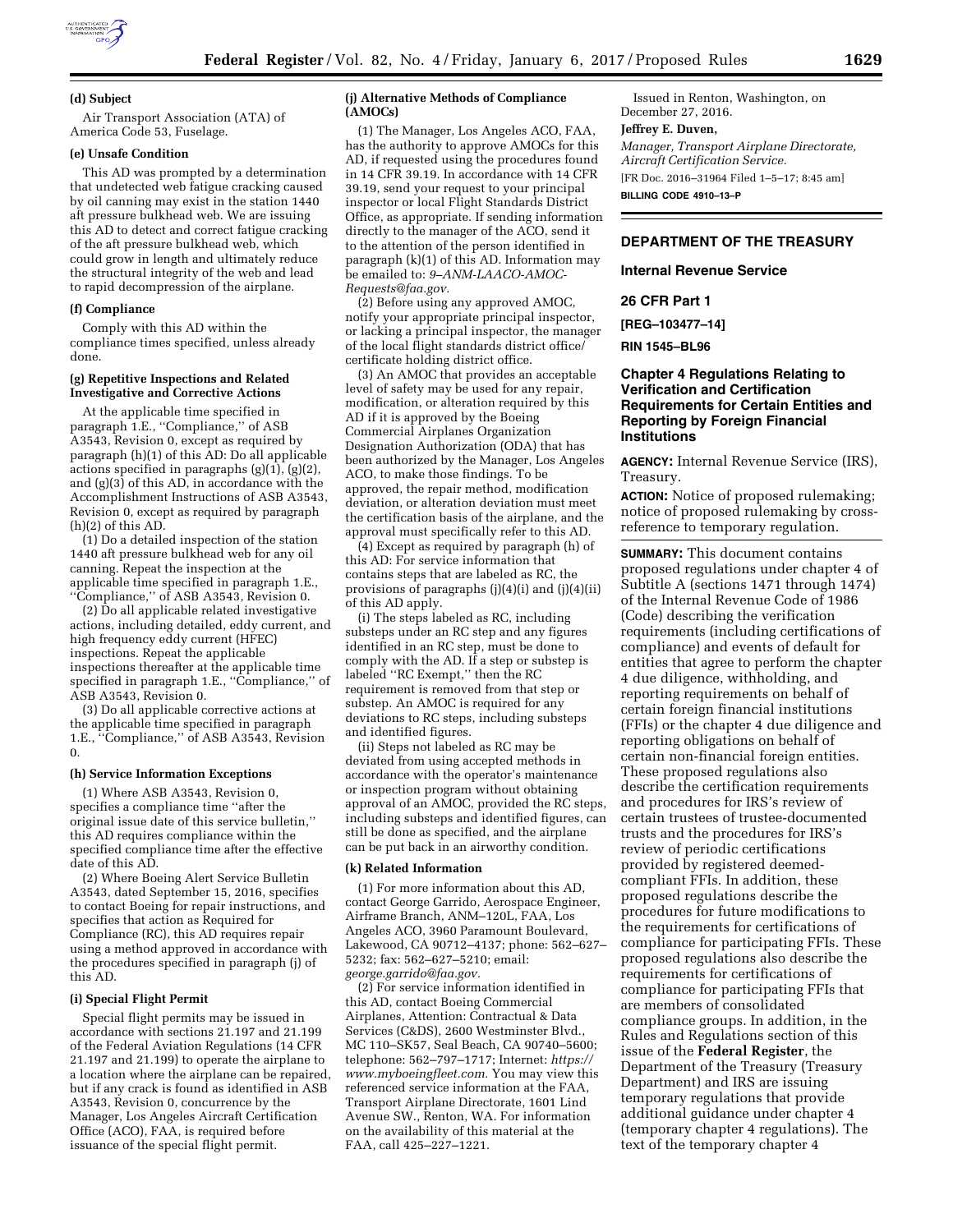**(d) Subject**

Air Transport Association (ATA) of America Code 53, Fuselage.

**(e) Unsafe Condition**

This AD was prompted by a determination that undetected web fatigue cracking caused by oil canning may exist in the station 1440 aft pressure bulkhead web. We are issuing this AD to detect and correct fatigue cracking of the aft pressure bulkhead web, which could grow in length and ultimately reduce the structural integrity of the web and lead to rapid decompression of the airplane.

**(f) Compliance**

Comply with this AD within the compliance times specified, unless already done.

**(g) Repetitive Inspections and Related Investigative and Corrective Actions**

At the applicable time specified in paragraph 1.E., ''Compliance,'' of ASB A3543, Revision 0, except as required by paragraph (h)(1) of this AD: Do all applicable actions specified in paragraphs (g)(1), (g)(2), and (g)(3) of this AD, in accordance with the Accomplishment Instructions of ASB A3543, Revision 0, except as required by paragraph (h)(2) of this AD.

(1) Do a detailed inspection of the station 1440 aft pressure bulkhead web for any oil canning. Repeat the inspection at the applicable time specified in paragraph 1.E., ''Compliance,'' of ASB A3543, Revision 0.

(2) Do all applicable related investigative actions, including detailed, eddy current, and high frequency eddy current (HFEC) inspections. Repeat the applicable inspections thereafter at the applicable time specified in paragraph 1.E., ''Compliance,'' of ASB A3543, Revision 0.

(3) Do all applicable corrective actions at the applicable time specified in paragraph 1.E., ''Compliance,'' of ASB A3543, Revision 0.

**(h) Service Information Exceptions**

(1) Where ASB A3543, Revision 0, specifies a compliance time ''after the original issue date of this service bulletin,'' this AD requires compliance within the specified compliance time after the effective date of this AD.

(2) Where Boeing Alert Service Bulletin A3543, dated September 15, 2016, specifies to contact Boeing for repair instructions, and specifies that action as Required for Compliance (RC), this AD requires repair using a method approved in accordance with the procedures specified in paragraph (j) of this AD.

**(i) Special Flight Permit**

Special flight permits may be issued in accordance with sections 21.197 and 21.199 of the Federal Aviation Regulations (14 CFR 21.197 and 21.199) to operate the airplane to a location where the airplane can be repaired, but if any crack is found as identified in ASB A3543, Revision 0, concurrence by the Manager, Los Angeles Aircraft Certification Office (ACO), FAA, is required before issuance of the special flight permit.

**(j) Alternative Methods of Compliance (AMOCs)**

(1) The Manager, Los Angeles ACO, FAA, has the authority to approve AMOCs for this AD, if requested using the procedures found in 14 CFR 39.19. In accordance with 14 CFR 39.19, send your request to your principal inspector or local Flight Standards District Office, as appropriate. If sending information directly to the manager of the ACO, send it to the attention of the person identified in paragraph (k)(1) of this AD. Information may be emailed to: *9-ANM-LAACO-AMOC-Requests@faa.gov.*

(2) Before using any approved AMOC, notify your appropriate principal inspector, or lacking a principal inspector, the manager of the local flight standards district office/certificate holding district office.

(3) An AMOC that provides an acceptable level of safety may be used for any repair, modification, or alteration required by this AD if it is approved by the Boeing Commercial Airplanes Organization Designation Authorization (ODA) that has been authorized by the Manager, Los Angeles ACO, to make those findings. To be approved, the repair method, modification deviation, or alteration deviation must meet the certification basis of the airplane, and the approval must specifically refer to this AD.

(4) Except as required by paragraph (h) of this AD: For service information that contains steps that are labeled as RC, the provisions of paragraphs (j)(4)(i) and (j)(4)(ii) of this AD apply.

(i) The steps labeled as RC, including substeps under an RC step and any figures identified in an RC step, must be done to comply with the AD. If a step or substep is labeled ''RC Exempt,'' then the RC requirement is removed from that step or substep. An AMOC is required for any deviations to RC steps, including substeps and identified figures.

(ii) Steps not labeled as RC may be deviated from using accepted methods in accordance with the operator's maintenance or inspection program without obtaining approval of an AMOC, provided the RC steps, including substeps and identified figures, can still be done as specified, and the airplane can be put back in an airworthy condition.

**(k) Related Information**

(1) For more information about this AD, contact George Garrido, Aerospace Engineer, Airframe Branch, ANM–120L, FAA, Los Angeles ACO, 3960 Paramount Boulevard, Lakewood, CA 90712–4137; phone: 562–627–5232; fax: 562–627–5210; email: *george.garrido@faa.gov.*

(2) For service information identified in this AD, contact Boeing Commercial Airplanes, Attention: Contractual & Data Services (C&DS), 2600 Westminster Blvd., MC 110–SK57, Seal Beach, CA 90740–5600; telephone: 562–797–1717; Internet: *https://www.myboeingfleet.com.* You may view this referenced service information at the FAA, Transport Airplane Directorate, 1601 Lind Avenue SW., Renton, WA. For information on the availability of this material at the FAA, call 425–227–1221.

Issued in Renton, Washington, on December 27, 2016.

**Jeffrey E. Duven,**

*Manager, Transport Airplane Directorate, Aircraft Certification Service.*

[FR Doc. 2016–31964 Filed 1–5–17; 8:45 am]

**BILLING CODE 4910–13–P**

## DEPARTMENT OF THE TREASURY

### Internal Revenue Service

### 26 CFR Part 1

**[REG–103477–14]**

**RIN 1545–BL96**

### Chapter 4 Regulations Relating to Verification and Certification Requirements for Certain Entities and Reporting by Foreign Financial Institutions

**AGENCY:** Internal Revenue Service (IRS), Treasury.

**ACTION:** Notice of proposed rulemaking; notice of proposed rulemaking by cross-reference to temporary regulation.

**SUMMARY:** This document contains proposed regulations under chapter 4 of Subtitle A (sections 1471 through 1474) of the Internal Revenue Code of 1986 (Code) describing the verification requirements (including certifications of compliance) and events of default for entities that agree to perform the chapter 4 due diligence, withholding, and reporting requirements on behalf of certain foreign financial institutions (FFIs) or the chapter 4 due diligence and reporting obligations on behalf of certain non-financial foreign entities. These proposed regulations also describe the certification requirements and procedures for IRS's review of certain trustees of trustee-documented trusts and the procedures for IRS's review of periodic certifications provided by registered deemed-compliant FFIs. In addition, these proposed regulations describe the procedures for future modifications to the requirements for certifications of compliance for participating FFIs. These proposed regulations also describe the requirements for certifications of compliance for participating FFIs that are members of consolidated compliance groups. In addition, in the Rules and Regulations section of this issue of the **Federal Register**, the Department of the Treasury (Treasury Department) and IRS are issuing temporary regulations that provide additional guidance under chapter 4 (temporary chapter 4 regulations). The text of the temporary chapter 4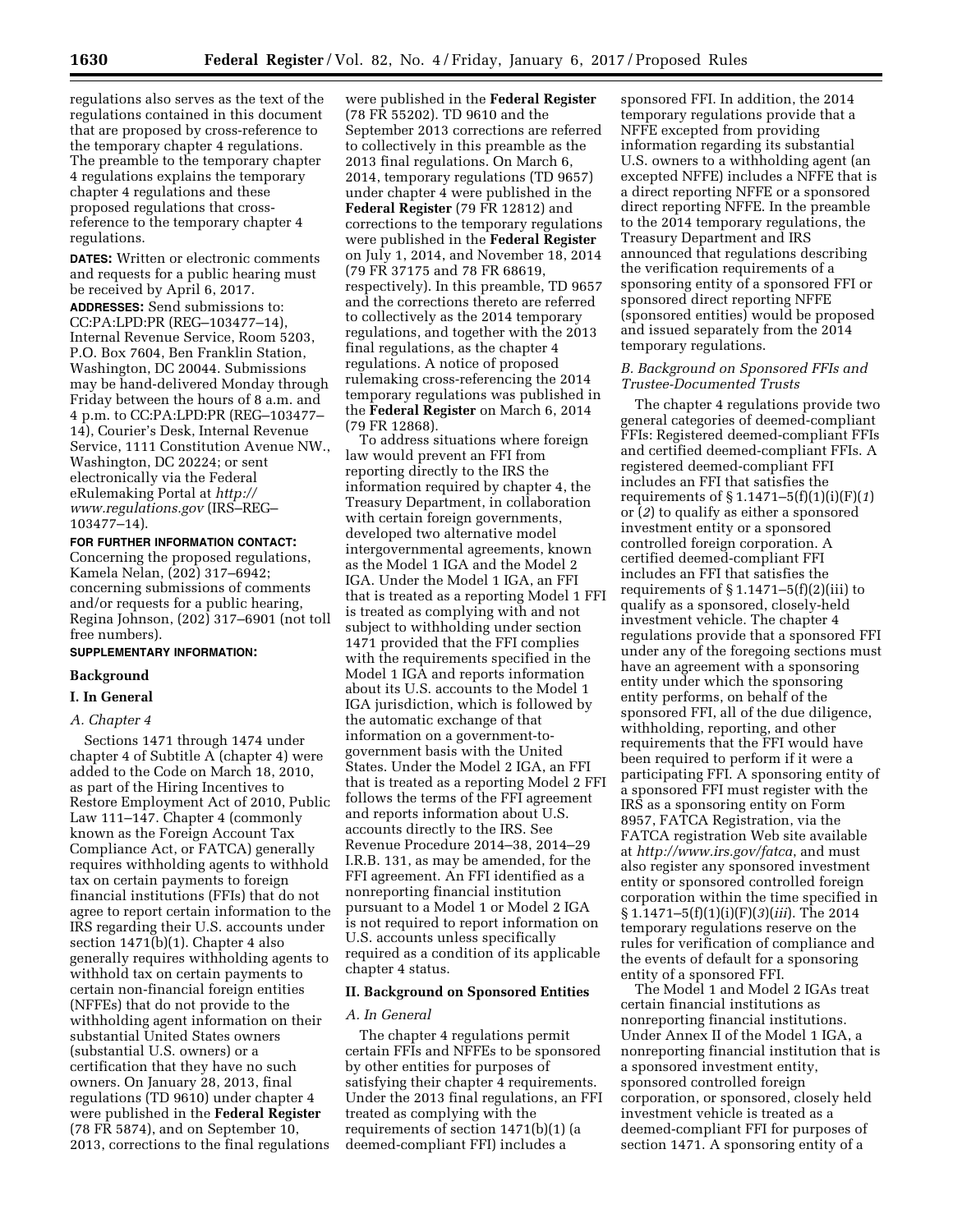regulations also serves as the text of the regulations contained in this document that are proposed by cross-reference to the temporary chapter 4 regulations. The preamble to the temporary chapter 4 regulations explains the temporary chapter 4 regulations and these proposed regulations that cross-reference to the temporary chapter 4 regulations.

**DATES:** Written or electronic comments and requests for a public hearing must be received by April 6, 2017.

**ADDRESSES:** Send submissions to: CC:PA:LPD:PR (REG–103477–14), Internal Revenue Service, Room 5203, P.O. Box 7604, Ben Franklin Station, Washington, DC 20044. Submissions may be hand-delivered Monday through Friday between the hours of 8 a.m. and 4 p.m. to CC:PA:LPD:PR (REG–103477–14), Courier's Desk, Internal Revenue Service, 1111 Constitution Avenue NW., Washington, DC 20224; or sent electronically via the Federal eRulemaking Portal at *http://www.regulations.gov* (IRS–REG–103477–14).

**FOR FURTHER INFORMATION CONTACT:** Concerning the proposed regulations, Kamela Nelan, (202) 317–6942; concerning submissions of comments and/or requests for a public hearing, Regina Johnson, (202) 317–6901 (not toll free numbers).

**SUPPLEMENTARY INFORMATION:**

## Background

### I. In General

#### *A. Chapter 4*

Sections 1471 through 1474 under chapter 4 of Subtitle A (chapter 4) were added to the Code on March 18, 2010, as part of the Hiring Incentives to Restore Employment Act of 2010, Public Law 111–147. Chapter 4 (commonly known as the Foreign Account Tax Compliance Act, or FATCA) generally requires withholding agents to withhold tax on certain payments to foreign financial institutions (FFIs) that do not agree to report certain information to the IRS regarding their U.S. accounts under section 1471(b)(1). Chapter 4 also generally requires withholding agents to withhold tax on certain payments to certain non-financial foreign entities (NFFEs) that do not provide to the withholding agent information on their substantial United States owners (substantial U.S. owners) or a certification that they have no such owners. On January 28, 2013, final regulations (TD 9610) under chapter 4 were published in the **Federal Register** (78 FR 5874), and on September 10, 2013, corrections to the final regulations were published in the **Federal Register** (78 FR 55202). TD 9610 and the September 2013 corrections are referred to collectively in this preamble as the 2013 final regulations. On March 6, 2014, temporary regulations (TD 9657) under chapter 4 were published in the **Federal Register** (79 FR 12812) and corrections to the temporary regulations were published in the **Federal Register** on July 1, 2014, and November 18, 2014 (79 FR 37175 and 78 FR 68619, respectively). In this preamble, TD 9657 and the corrections thereto are referred to collectively as the 2014 temporary regulations, and together with the 2013 final regulations, as the chapter 4 regulations. A notice of proposed rulemaking cross-referencing the 2014 temporary regulations was published in the **Federal Register** on March 6, 2014 (79 FR 12868).

To address situations where foreign law would prevent an FFI from reporting directly to the IRS the information required by chapter 4, the Treasury Department, in collaboration with certain foreign governments, developed two alternative model intergovernmental agreements, known as the Model 1 IGA and the Model 2 IGA. Under the Model 1 IGA, an FFI that is treated as a reporting Model 1 FFI is treated as complying with and not subject to withholding under section 1471 provided that the FFI complies with the requirements specified in the Model 1 IGA and reports information about its U.S. accounts to the Model 1 IGA jurisdiction, which is followed by the automatic exchange of that information on a government-to-government basis with the United States. Under the Model 2 IGA, an FFI that is treated as a reporting Model 2 FFI follows the terms of the FFI agreement and reports information about U.S. accounts directly to the IRS. See Revenue Procedure 2014–38, 2014–29 I.R.B. 131, as may be amended, for the FFI agreement. An FFI identified as a nonreporting financial institution pursuant to a Model 1 or Model 2 IGA is not required to report information on U.S. accounts unless specifically required as a condition of its applicable chapter 4 status.

### II. Background on Sponsored Entities

#### *A. In General*

The chapter 4 regulations permit certain FFIs and NFFEs to be sponsored by other entities for purposes of satisfying their chapter 4 requirements. Under the 2013 final regulations, an FFI treated as complying with the requirements of section 1471(b)(1) (a deemed-compliant FFI) includes a sponsored FFI. In addition, the 2014 temporary regulations provide that a NFFE excepted from providing information regarding its substantial U.S. owners to a withholding agent (an excepted NFFE) includes a NFFE that is a direct reporting NFFE or a sponsored direct reporting NFFE. In the preamble to the 2014 temporary regulations, the Treasury Department and IRS announced that regulations describing the verification requirements of a sponsoring entity of a sponsored FFI or sponsored direct reporting NFFE (sponsored entities) would be proposed and issued separately from the 2014 temporary regulations.

#### *B. Background on Sponsored FFIs and Trustee-Documented Trusts*

The chapter 4 regulations provide two general categories of deemed-compliant FFIs: Registered deemed-compliant FFIs and certified deemed-compliant FFIs. A registered deemed-compliant FFI includes an FFI that satisfies the requirements of § 1.1471–5(f)(1)(i)(F)(*1*) or (*2*) to qualify as either a sponsored investment entity or a sponsored controlled foreign corporation. A certified deemed-compliant FFI includes an FFI that satisfies the requirements of § 1.1471–5(f)(2)(iii) to qualify as a sponsored, closely-held investment vehicle. The chapter 4 regulations provide that a sponsored FFI under any of the foregoing sections must have an agreement with a sponsoring entity under which the sponsoring entity performs, on behalf of the sponsored FFI, all of the due diligence, withholding, reporting, and other requirements that the FFI would have been required to perform if it were a participating FFI. A sponsoring entity of a sponsored FFI must register with the IRS as a sponsoring entity on Form 8957, FATCA Registration, via the FATCA registration Web site available at *http://www.irs.gov/fatca*, and must also register any sponsored investment entity or sponsored controlled foreign corporation within the time specified in § 1.1471–5(f)(1)(i)(F)(*3*)(*iii*). The 2014 temporary regulations reserve on the rules for verification of compliance and the events of default for a sponsoring entity of a sponsored FFI.

The Model 1 and Model 2 IGAs treat certain financial institutions as nonreporting financial institutions. Under Annex II of the Model 1 IGA, a nonreporting financial institution that is a sponsored investment entity, sponsored controlled foreign corporation, or sponsored, closely held investment vehicle is treated as a deemed-compliant FFI for purposes of section 1471. A sponsoring entity of a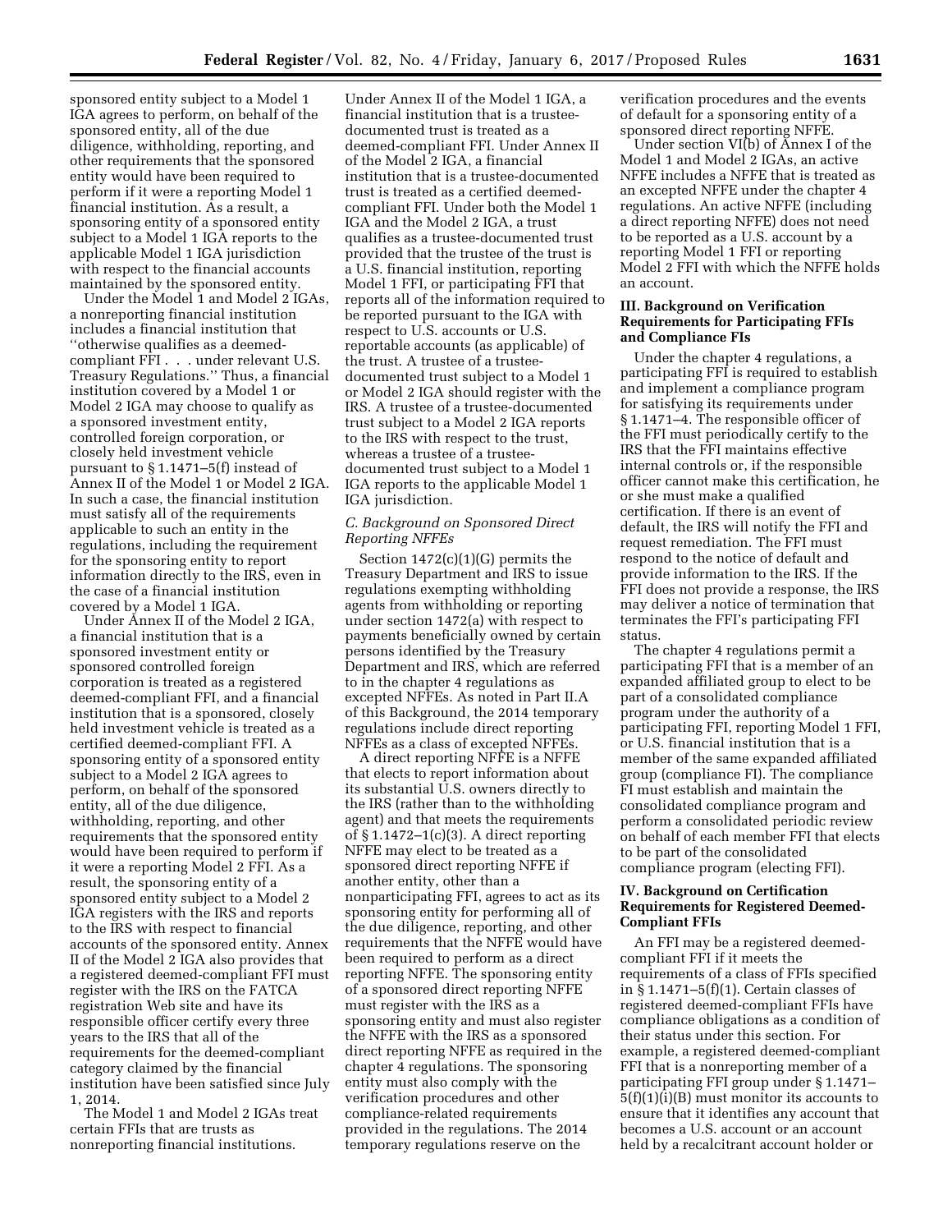sponsored entity subject to a Model 1 IGA agrees to perform, on behalf of the sponsored entity, all of the due diligence, withholding, reporting, and other requirements that the sponsored entity would have been required to perform if it were a reporting Model 1 financial institution. As a result, a sponsoring entity of a sponsored entity subject to a Model 1 IGA reports to the applicable Model 1 IGA jurisdiction with respect to the financial accounts maintained by the sponsored entity.

Under the Model 1 and Model 2 IGAs, a nonreporting financial institution includes a financial institution that ''otherwise qualifies as a deemed-compliant FFI . . . under relevant U.S. Treasury Regulations.'' Thus, a financial institution covered by a Model 1 or Model 2 IGA may choose to qualify as a sponsored investment entity, controlled foreign corporation, or closely held investment vehicle pursuant to § 1.1471–5(f) instead of Annex II of the Model 1 or Model 2 IGA. In such a case, the financial institution must satisfy all of the requirements applicable to such an entity in the regulations, including the requirement for the sponsoring entity to report information directly to the IRS, even in the case of a financial institution covered by a Model 1 IGA.

Under Annex II of the Model 2 IGA, a financial institution that is a sponsored investment entity or sponsored controlled foreign corporation is treated as a registered deemed-compliant FFI, and a financial institution that is a sponsored, closely held investment vehicle is treated as a certified deemed-compliant FFI. A sponsoring entity of a sponsored entity subject to a Model 2 IGA agrees to perform, on behalf of the sponsored entity, all of the due diligence, withholding, reporting, and other requirements that the sponsored entity would have been required to perform if it were a reporting Model 2 FFI. As a result, the sponsoring entity of a sponsored entity subject to a Model 2 IGA registers with the IRS and reports to the IRS with respect to financial accounts of the sponsored entity. Annex II of the Model 2 IGA also provides that a registered deemed-compliant FFI must register with the IRS on the FATCA registration Web site and have its responsible officer certify every three years to the IRS that all of the requirements for the deemed-compliant category claimed by the financial institution have been satisfied since July 1, 2014.

The Model 1 and Model 2 IGAs treat certain FFIs that are trusts as nonreporting financial institutions. Under Annex II of the Model 1 IGA, a financial institution that is a trustee-documented trust is treated as a deemed-compliant FFI. Under Annex II of the Model 2 IGA, a financial institution that is a trustee-documented trust is treated as a certified deemed-compliant FFI. Under both the Model 1 IGA and the Model 2 IGA, a trust qualifies as a trustee-documented trust provided that the trustee of the trust is a U.S. financial institution, reporting Model 1 FFI, or participating FFI that reports all of the information required to be reported pursuant to the IGA with respect to U.S. accounts or U.S. reportable accounts (as applicable) of the trust. A trustee of a trustee-documented trust subject to a Model 1 or Model 2 IGA should register with the IRS. A trustee of a trustee-documented trust subject to a Model 2 IGA reports to the IRS with respect to the trust, whereas a trustee of a trustee-documented trust subject to a Model 1 IGA reports to the applicable Model 1 IGA jurisdiction.

### *C. Background on Sponsored Direct Reporting NFFEs*

Section 1472(c)(1)(G) permits the Treasury Department and IRS to issue regulations exempting withholding agents from withholding or reporting under section 1472(a) with respect to payments beneficially owned by certain persons identified by the Treasury Department and IRS, which are referred to in the chapter 4 regulations as excepted NFFEs. As noted in Part II.A of this Background, the 2014 temporary regulations include direct reporting NFFEs as a class of excepted NFFEs.

A direct reporting NFFE is a NFFE that elects to report information about its substantial U.S. owners directly to the IRS (rather than to the withholding agent) and that meets the requirements of § 1.1472–1(c)(3). A direct reporting NFFE may elect to be treated as a sponsored direct reporting NFFE if another entity, other than a nonparticipating FFI, agrees to act as its sponsoring entity for performing all of the due diligence, reporting, and other requirements that the NFFE would have been required to perform as a direct reporting NFFE. The sponsoring entity of a sponsored direct reporting NFFE must register with the IRS as a sponsoring entity and must also register the NFFE with the IRS as a sponsored direct reporting NFFE as required in the chapter 4 regulations. The sponsoring entity must also comply with the verification procedures and other compliance-related requirements provided in the regulations. The 2014 temporary regulations reserve on the verification procedures and the events of default for a sponsoring entity of a sponsored direct reporting NFFE.

Under section VI(b) of Annex I of the Model 1 and Model 2 IGAs, an active NFFE includes a NFFE that is treated as an excepted NFFE under the chapter 4 regulations. An active NFFE (including a direct reporting NFFE) does not need to be reported as a U.S. account by a reporting Model 1 FFI or reporting Model 2 FFI with which the NFFE holds an account.

## III. Background on Verification Requirements for Participating FFIs and Compliance FIs

Under the chapter 4 regulations, a participating FFI is required to establish and implement a compliance program for satisfying its requirements under § 1.1471–4. The responsible officer of the FFI must periodically certify to the IRS that the FFI maintains effective internal controls or, if the responsible officer cannot make this certification, he or she must make a qualified certification. If there is an event of default, the IRS will notify the FFI and request remediation. The FFI must respond to the notice of default and provide information to the IRS. If the FFI does not provide a response, the IRS may deliver a notice of termination that terminates the FFI's participating FFI status.

The chapter 4 regulations permit a participating FFI that is a member of an expanded affiliated group to elect to be part of a consolidated compliance program under the authority of a participating FFI, reporting Model 1 FFI, or U.S. financial institution that is a member of the same expanded affiliated group (compliance FI). The compliance FI must establish and maintain the consolidated compliance program and perform a consolidated periodic review on behalf of each member FFI that elects to be part of the consolidated compliance program (electing FFI).

## IV. Background on Certification Requirements for Registered Deemed-Compliant FFIs

An FFI may be a registered deemed-compliant FFI if it meets the requirements of a class of FFIs specified in § 1.1471–5(f)(1). Certain classes of registered deemed-compliant FFIs have compliance obligations as a condition of their status under this section. For example, a registered deemed-compliant FFI that is a nonreporting member of a participating FFI group under § 1.1471–5(f)(1)(i)(B) must monitor its accounts to ensure that it identifies any account that becomes a U.S. account or an account held by a recalcitrant account holder or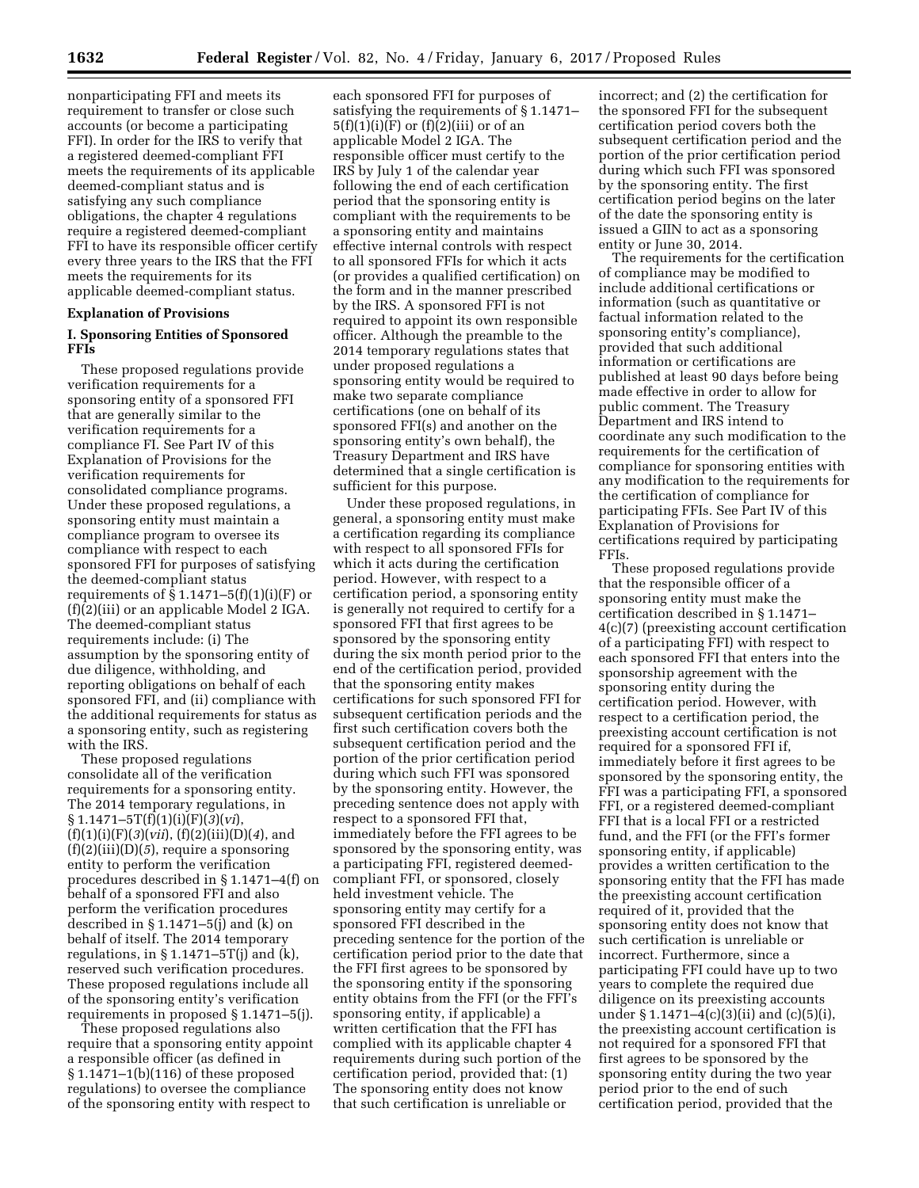nonparticipating FFI and meets its requirement to transfer or close such accounts (or become a participating FFI). In order for the IRS to verify that a registered deemed-compliant FFI meets the requirements of its applicable deemed-compliant status and is satisfying any such compliance obligations, the chapter 4 regulations require a registered deemed-compliant FFI to have its responsible officer certify every three years to the IRS that the FFI meets the requirements for its applicable deemed-compliant status.

## Explanation of Provisions

### I. Sponsoring Entities of Sponsored FFIs

These proposed regulations provide verification requirements for a sponsoring entity of a sponsored FFI that are generally similar to the verification requirements for a compliance FI. See Part IV of this Explanation of Provisions for the verification requirements for consolidated compliance programs. Under these proposed regulations, a sponsoring entity must maintain a compliance program to oversee its compliance with respect to each sponsored FFI for purposes of satisfying the deemed-compliant status requirements of § 1.1471–5(f)(1)(i)(F) or (f)(2)(iii) or an applicable Model 2 IGA. The deemed-compliant status requirements include: (i) The assumption by the sponsoring entity of due diligence, withholding, and reporting obligations on behalf of each sponsored FFI, and (ii) compliance with the additional requirements for status as a sponsoring entity, such as registering with the IRS.

These proposed regulations consolidate all of the verification requirements for a sponsoring entity. The 2014 temporary regulations, in § 1.1471–5T(f)(1)(i)(F)(*3*)(*vi*), (f)(1)(i)(F)(*3*)(*vii*), (f)(2)(iii)(D)(*4*), and (f)(2)(iii)(D)(*5*), require a sponsoring entity to perform the verification procedures described in § 1.1471–4(f) on behalf of a sponsored FFI and also perform the verification procedures described in § 1.1471–5(j) and (k) on behalf of itself. The 2014 temporary regulations, in § 1.1471–5T(j) and (k), reserved such verification procedures. These proposed regulations include all of the sponsoring entity's verification requirements in proposed § 1.1471–5(j).

These proposed regulations also require that a sponsoring entity appoint a responsible officer (as defined in § 1.1471–1(b)(116) of these proposed regulations) to oversee the compliance of the sponsoring entity with respect to each sponsored FFI for purposes of satisfying the requirements of § 1.1471–5(f)(1)(i)(F) or (f)(2)(iii) or of an applicable Model 2 IGA. The responsible officer must certify to the IRS by July 1 of the calendar year following the end of each certification period that the sponsoring entity is compliant with the requirements to be a sponsoring entity and maintains effective internal controls with respect to all sponsored FFIs for which it acts (or provides a qualified certification) on the form and in the manner prescribed by the IRS. A sponsored FFI is not required to appoint its own responsible officer. Although the preamble to the 2014 temporary regulations states that under proposed regulations a sponsoring entity would be required to make two separate compliance certifications (one on behalf of its sponsored FFI(s) and another on the sponsoring entity's own behalf), the Treasury Department and IRS have determined that a single certification is sufficient for this purpose.

Under these proposed regulations, in general, a sponsoring entity must make a certification regarding its compliance with respect to all sponsored FFIs for which it acts during the certification period. However, with respect to a certification period, a sponsoring entity is generally not required to certify for a sponsored FFI that first agrees to be sponsored by the sponsoring entity during the six month period prior to the end of the certification period, provided that the sponsoring entity makes certifications for such sponsored FFI for subsequent certification periods and the first such certification covers both the subsequent certification period and the portion of the prior certification period during which such FFI was sponsored by the sponsoring entity. However, the preceding sentence does not apply with respect to a sponsored FFI that, immediately before the FFI agrees to be sponsored by the sponsoring entity, was a participating FFI, registered deemed-compliant FFI, or sponsored, closely held investment vehicle. The sponsoring entity may certify for a sponsored FFI described in the preceding sentence for the portion of the certification period prior to the date that the FFI first agrees to be sponsored by the sponsoring entity if the sponsoring entity obtains from the FFI (or the FFI's sponsoring entity, if applicable) a written certification that the FFI has complied with its applicable chapter 4 requirements during such portion of the certification period, provided that: (1) The sponsoring entity does not know that such certification is unreliable or incorrect; and (2) the certification for the sponsored FFI for the subsequent certification period covers both the subsequent certification period and the portion of the prior certification period during which such FFI was sponsored by the sponsoring entity. The first certification period begins on the later of the date the sponsoring entity is issued a GIIN to act as a sponsoring entity or June 30, 2014.

The requirements for the certification of compliance may be modified to include additional certifications or information (such as quantitative or factual information related to the sponsoring entity's compliance), provided that such additional information or certifications are published at least 90 days before being made effective in order to allow for public comment. The Treasury Department and IRS intend to coordinate any such modification to the requirements for the certification of compliance for sponsoring entities with any modification to the requirements for the certification of compliance for participating FFIs. See Part IV of this Explanation of Provisions for certifications required by participating FFIs.

These proposed regulations provide that the responsible officer of a sponsoring entity must make the certification described in § 1.1471–4(c)(7) (preexisting account certification of a participating FFI) with respect to each sponsored FFI that enters into the sponsorship agreement with the sponsoring entity during the certification period. However, with respect to a certification period, the preexisting account certification is not required for a sponsored FFI if, immediately before it first agrees to be sponsored by the sponsoring entity, the FFI was a participating FFI, a sponsored FFI, or a registered deemed-compliant FFI that is a local FFI or a restricted fund, and the FFI (or the FFI's former sponsoring entity, if applicable) provides a written certification to the sponsoring entity that the FFI has made the preexisting account certification required of it, provided that the sponsoring entity does not know that such certification is unreliable or incorrect. Furthermore, since a participating FFI could have up to two years to complete the required due diligence on its preexisting accounts under § 1.1471–4(c)(3)(ii) and (c)(5)(i), the preexisting account certification is not required for a sponsored FFI that first agrees to be sponsored by the sponsoring entity during the two year period prior to the end of such certification period, provided that the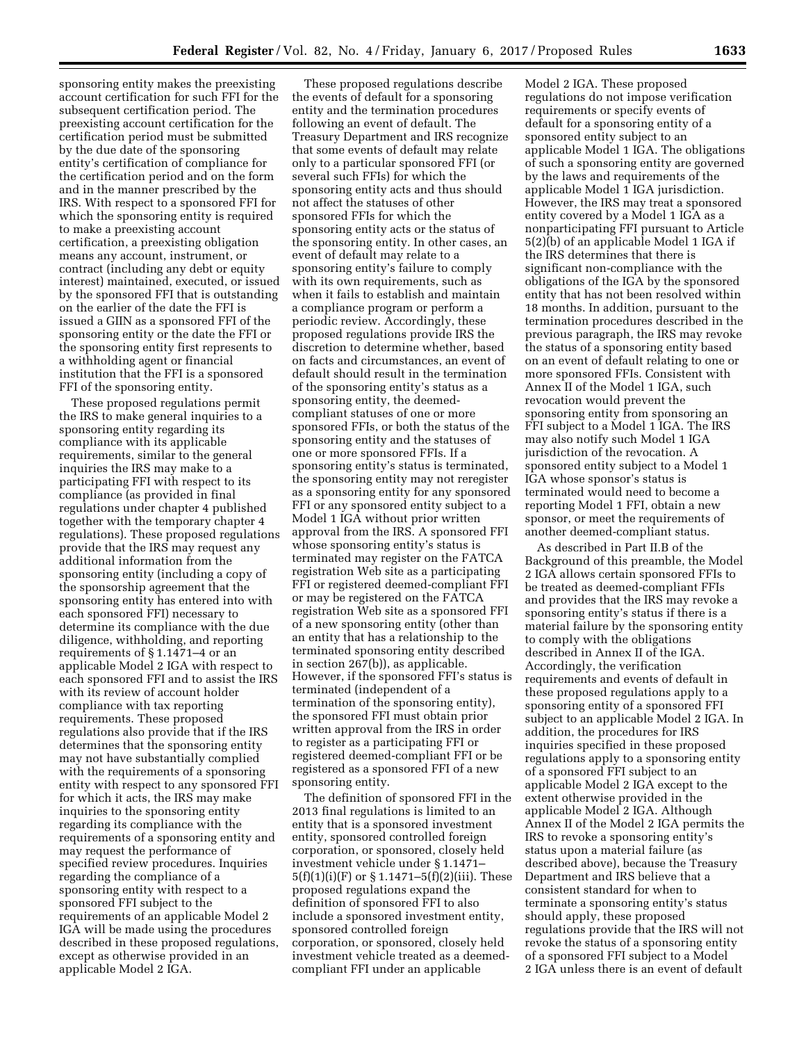sponsoring entity makes the preexisting account certification for such FFI for the subsequent certification period. The preexisting account certification for the certification period must be submitted by the due date of the sponsoring entity's certification of compliance for the certification period and on the form and in the manner prescribed by the IRS. With respect to a sponsored FFI for which the sponsoring entity is required to make a preexisting account certification, a preexisting obligation means any account, instrument, or contract (including any debt or equity interest) maintained, executed, or issued by the sponsored FFI that is outstanding on the earlier of the date the FFI is issued a GIIN as a sponsored FFI of the sponsoring entity or the date the FFI or the sponsoring entity first represents to a withholding agent or financial institution that the FFI is a sponsored FFI of the sponsoring entity.

These proposed regulations permit the IRS to make general inquiries to a sponsoring entity regarding its compliance with its applicable requirements, similar to the general inquiries the IRS may make to a participating FFI with respect to its compliance (as provided in final regulations under chapter 4 published together with the temporary chapter 4 regulations). These proposed regulations provide that the IRS may request any additional information from the sponsoring entity (including a copy of the sponsorship agreement that the sponsoring entity has entered into with each sponsored FFI) necessary to determine its compliance with the due diligence, withholding, and reporting requirements of § 1.1471–4 or an applicable Model 2 IGA with respect to each sponsored FFI and to assist the IRS with its review of account holder compliance with tax reporting requirements. These proposed regulations also provide that if the IRS determines that the sponsoring entity may not have substantially complied with the requirements of a sponsoring entity with respect to any sponsored FFI for which it acts, the IRS may make inquiries to the sponsoring entity regarding its compliance with the requirements of a sponsoring entity and may request the performance of specified review procedures. Inquiries regarding the compliance of a sponsoring entity with respect to a sponsored FFI subject to the requirements of an applicable Model 2 IGA will be made using the procedures described in these proposed regulations, except as otherwise provided in an applicable Model 2 IGA.

These proposed regulations describe the events of default for a sponsoring entity and the termination procedures following an event of default. The Treasury Department and IRS recognize that some events of default may relate only to a particular sponsored FFI (or several such FFIs) for which the sponsoring entity acts and thus should not affect the statuses of other sponsored FFIs for which the sponsoring entity acts or the status of the sponsoring entity. In other cases, an event of default may relate to a sponsoring entity's failure to comply with its own requirements, such as when it fails to establish and maintain a compliance program or perform a periodic review. Accordingly, these proposed regulations provide IRS the discretion to determine whether, based on facts and circumstances, an event of default should result in the termination of the sponsoring entity's status as a sponsoring entity, the deemed-compliant statuses of one or more sponsored FFIs, or both the status of the sponsoring entity and the statuses of one or more sponsored FFIs. If a sponsoring entity's status is terminated, the sponsoring entity may not reregister as a sponsoring entity for any sponsored FFI or any sponsored entity subject to a Model 1 IGA without prior written approval from the IRS. A sponsored FFI whose sponsoring entity's status is terminated may register on the FATCA registration Web site as a participating FFI or registered deemed-compliant FFI or may be registered on the FATCA registration Web site as a sponsored FFI of a new sponsoring entity (other than an entity that has a relationship to the terminated sponsoring entity described in section 267(b)), as applicable. However, if the sponsored FFI's status is terminated (independent of a termination of the sponsoring entity), the sponsored FFI must obtain prior written approval from the IRS in order to register as a participating FFI or registered deemed-compliant FFI or be registered as a sponsored FFI of a new sponsoring entity.

The definition of sponsored FFI in the 2013 final regulations is limited to an entity that is a sponsored investment entity, sponsored controlled foreign corporation, or sponsored, closely held investment vehicle under § 1.1471–5(f)(1)(i)(F) or § 1.1471–5(f)(2)(iii). These proposed regulations expand the definition of sponsored FFI to also include a sponsored investment entity, sponsored controlled foreign corporation, or sponsored, closely held investment vehicle treated as a deemed-compliant FFI under an applicable Model 2 IGA. These proposed regulations do not impose verification requirements or specify events of default for a sponsoring entity of a sponsored entity subject to an applicable Model 1 IGA. The obligations of such a sponsoring entity are governed by the laws and requirements of the applicable Model 1 IGA jurisdiction. However, the IRS may treat a sponsored entity covered by a Model 1 IGA as a nonparticipating FFI pursuant to Article 5(2)(b) of an applicable Model 1 IGA if the IRS determines that there is significant non-compliance with the obligations of the IGA by the sponsored entity that has not been resolved within 18 months. In addition, pursuant to the termination procedures described in the previous paragraph, the IRS may revoke the status of a sponsoring entity based on an event of default relating to one or more sponsored FFIs. Consistent with Annex II of the Model 1 IGA, such revocation would prevent the sponsoring entity from sponsoring an FFI subject to a Model 1 IGA. The IRS may also notify such Model 1 IGA jurisdiction of the revocation. A sponsored entity subject to a Model 1 IGA whose sponsor's status is terminated would need to become a reporting Model 1 FFI, obtain a new sponsor, or meet the requirements of another deemed-compliant status.

As described in Part II.B of the Background of this preamble, the Model 2 IGA allows certain sponsored FFIs to be treated as deemed-compliant FFIs and provides that the IRS may revoke a sponsoring entity's status if there is a material failure by the sponsoring entity to comply with the obligations described in Annex II of the IGA. Accordingly, the verification requirements and events of default in these proposed regulations apply to a sponsoring entity of a sponsored FFI subject to an applicable Model 2 IGA. In addition, the procedures for IRS inquiries specified in these proposed regulations apply to a sponsoring entity of a sponsored FFI subject to an applicable Model 2 IGA except to the extent otherwise provided in the applicable Model 2 IGA. Although Annex II of the Model 2 IGA permits the IRS to revoke a sponsoring entity's status upon a material failure (as described above), because the Treasury Department and IRS believe that a consistent standard for when to terminate a sponsoring entity's status should apply, these proposed regulations provide that the IRS will not revoke the status of a sponsoring entity of a sponsored FFI subject to a Model 2 IGA unless there is an event of default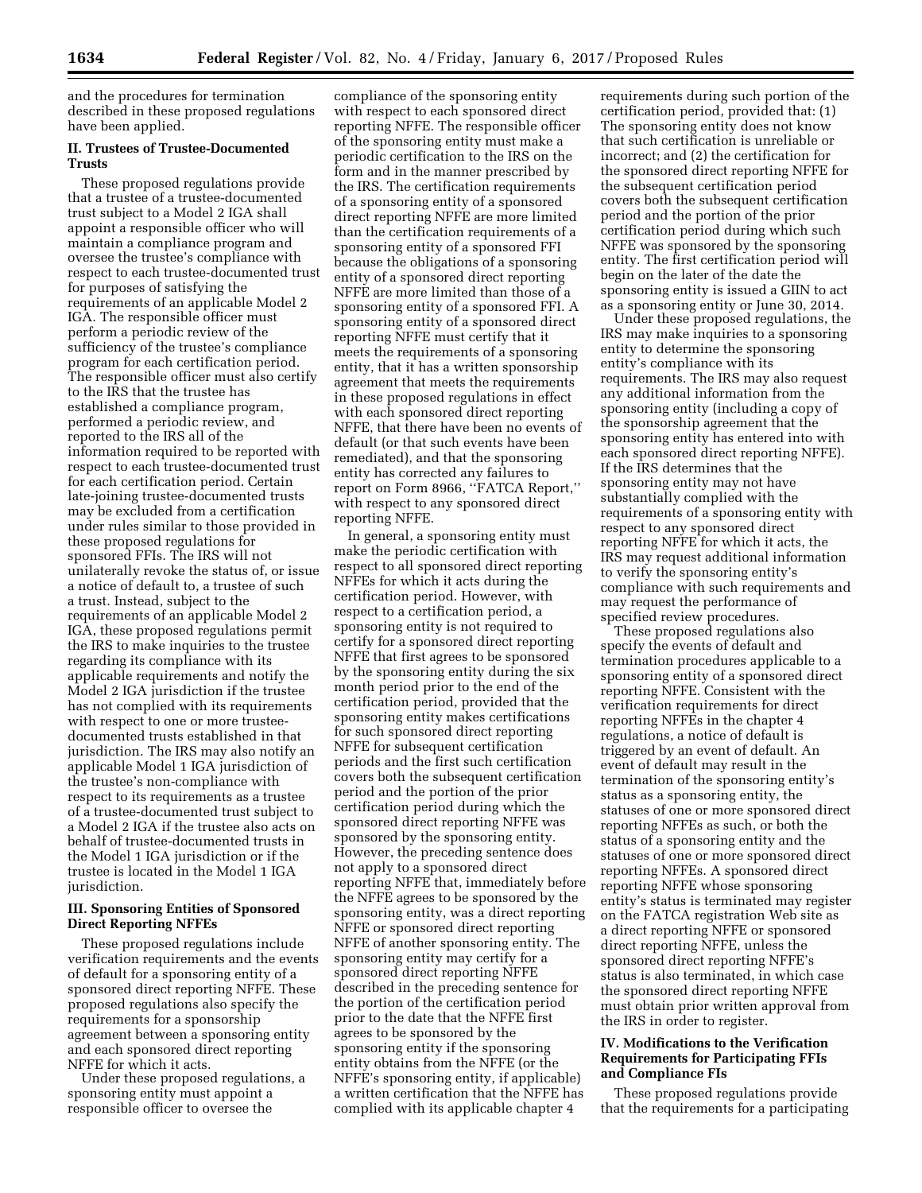and the procedures for termination described in these proposed regulations have been applied.

### II. Trustees of Trustee-Documented Trusts

These proposed regulations provide that a trustee of a trustee-documented trust subject to a Model 2 IGA shall appoint a responsible officer who will maintain a compliance program and oversee the trustee's compliance with respect to each trustee-documented trust for purposes of satisfying the requirements of an applicable Model 2 IGA. The responsible officer must perform a periodic review of the sufficiency of the trustee's compliance program for each certification period. The responsible officer must also certify to the IRS that the trustee has established a compliance program, performed a periodic review, and reported to the IRS all of the information required to be reported with respect to each trustee-documented trust for each certification period. Certain late-joining trustee-documented trusts may be excluded from a certification under rules similar to those provided in these proposed regulations for sponsored FFIs. The IRS will not unilaterally revoke the status of, or issue a notice of default to, a trustee of such a trust. Instead, subject to the requirements of an applicable Model 2 IGA, these proposed regulations permit the IRS to make inquiries to the trustee regarding its compliance with its applicable requirements and notify the Model 2 IGA jurisdiction if the trustee has not complied with its requirements with respect to one or more trustee-documented trusts established in that jurisdiction. The IRS may also notify an applicable Model 1 IGA jurisdiction of the trustee's non-compliance with respect to its requirements as a trustee of a trustee-documented trust subject to a Model 2 IGA if the trustee also acts on behalf of trustee-documented trusts in the Model 1 IGA jurisdiction or if the trustee is located in the Model 1 IGA jurisdiction.

### III. Sponsoring Entities of Sponsored Direct Reporting NFFEs

These proposed regulations include verification requirements and the events of default for a sponsoring entity of a sponsored direct reporting NFFE. These proposed regulations also specify the requirements for a sponsorship agreement between a sponsoring entity and each sponsored direct reporting NFFE for which it acts.

Under these proposed regulations, a sponsoring entity must appoint a responsible officer to oversee the compliance of the sponsoring entity with respect to each sponsored direct reporting NFFE. The responsible officer of the sponsoring entity must make a periodic certification to the IRS on the form and in the manner prescribed by the IRS. The certification requirements of a sponsoring entity of a sponsored direct reporting NFFE are more limited than the certification requirements of a sponsoring entity of a sponsored FFI because the obligations of a sponsoring entity of a sponsored direct reporting NFFE are more limited than those of a sponsoring entity of a sponsored FFI. A sponsoring entity of a sponsored direct reporting NFFE must certify that it meets the requirements of a sponsoring entity, that it has a written sponsorship agreement that meets the requirements in these proposed regulations in effect with each sponsored direct reporting NFFE, that there have been no events of default (or that such events have been remediated), and that the sponsoring entity has corrected any failures to report on Form 8966, ''FATCA Report,'' with respect to any sponsored direct reporting NFFE.

In general, a sponsoring entity must make the periodic certification with respect to all sponsored direct reporting NFFEs for which it acts during the certification period. However, with respect to a certification period, a sponsoring entity is not required to certify for a sponsored direct reporting NFFE that first agrees to be sponsored by the sponsoring entity during the six month period prior to the end of the certification period, provided that the sponsoring entity makes certifications for such sponsored direct reporting NFFE for subsequent certification periods and the first such certification covers both the subsequent certification period and the portion of the prior certification period during which the sponsored direct reporting NFFE was sponsored by the sponsoring entity. However, the preceding sentence does not apply to a sponsored direct reporting NFFE that, immediately before the NFFE agrees to be sponsored by the sponsoring entity, was a direct reporting NFFE or sponsored direct reporting NFFE of another sponsoring entity. The sponsoring entity may certify for a sponsored direct reporting NFFE described in the preceding sentence for the portion of the certification period prior to the date that the NFFE first agrees to be sponsored by the sponsoring entity if the sponsoring entity obtains from the NFFE (or the NFFE's sponsoring entity, if applicable) a written certification that the NFFE has complied with its applicable chapter 4 requirements during such portion of the certification period, provided that: (1) The sponsoring entity does not know that such certification is unreliable or incorrect; and (2) the certification for the sponsored direct reporting NFFE for the subsequent certification period covers both the subsequent certification period and the portion of the prior certification period during which such NFFE was sponsored by the sponsoring entity. The first certification period will begin on the later of the date the sponsoring entity is issued a GIIN to act as a sponsoring entity or June 30, 2014.

Under these proposed regulations, the IRS may make inquiries to a sponsoring entity to determine the sponsoring entity's compliance with its requirements. The IRS may also request any additional information from the sponsoring entity (including a copy of the sponsorship agreement that the sponsoring entity has entered into with each sponsored direct reporting NFFE). If the IRS determines that the sponsoring entity may not have substantially complied with the requirements of a sponsoring entity with respect to any sponsored direct reporting NFFE for which it acts, the IRS may request additional information to verify the sponsoring entity's compliance with such requirements and may request the performance of specified review procedures.

These proposed regulations also specify the events of default and termination procedures applicable to a sponsoring entity of a sponsored direct reporting NFFE. Consistent with the verification requirements for direct reporting NFFEs in the chapter 4 regulations, a notice of default is triggered by an event of default. An event of default may result in the termination of the sponsoring entity's status as a sponsoring entity, the statuses of one or more sponsored direct reporting NFFEs as such, or both the status of a sponsoring entity and the statuses of one or more sponsored direct reporting NFFEs. A sponsored direct reporting NFFE whose sponsoring entity's status is terminated may register on the FATCA registration Web site as a direct reporting NFFE or sponsored direct reporting NFFE, unless the sponsored direct reporting NFFE's status is also terminated, in which case the sponsored direct reporting NFFE must obtain prior written approval from the IRS in order to register.

### IV. Modifications to the Verification Requirements for Participating FFIs and Compliance FIs

These proposed regulations provide that the requirements for a participating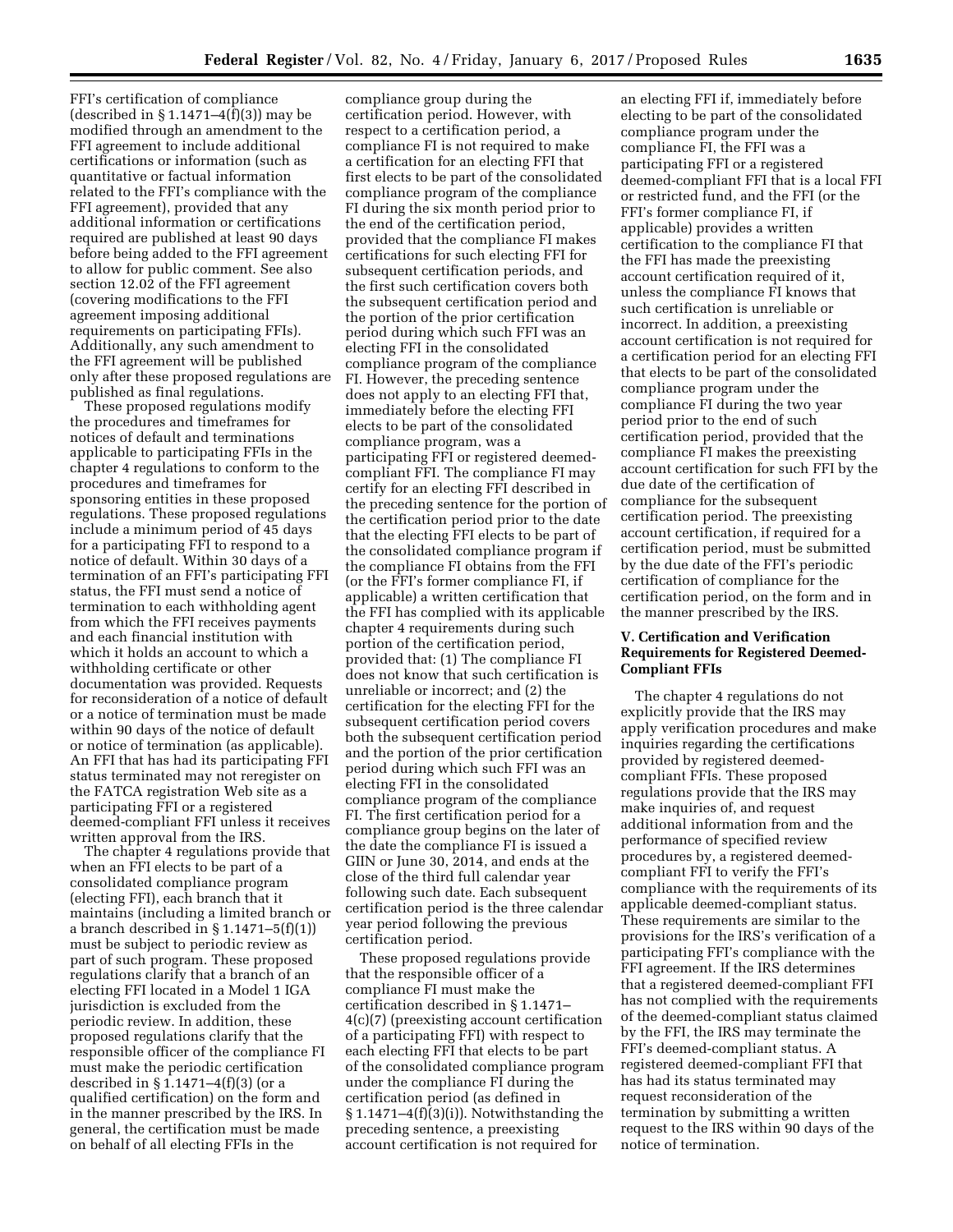FFI's certification of compliance (described in § 1.1471–4(f)(3)) may be modified through an amendment to the FFI agreement to include additional certifications or information (such as quantitative or factual information related to the FFI's compliance with the FFI agreement), provided that any additional information or certifications required are published at least 90 days before being added to the FFI agreement to allow for public comment. See also section 12.02 of the FFI agreement (covering modifications to the FFI agreement imposing additional requirements on participating FFIs). Additionally, any such amendment to the FFI agreement will be published only after these proposed regulations are published as final regulations.

These proposed regulations modify the procedures and timeframes for notices of default and terminations applicable to participating FFIs in the chapter 4 regulations to conform to the procedures and timeframes for sponsoring entities in these proposed regulations. These proposed regulations include a minimum period of 45 days for a participating FFI to respond to a notice of default. Within 30 days of a termination of an FFI's participating FFI status, the FFI must send a notice of termination to each withholding agent from which the FFI receives payments and each financial institution with which it holds an account to which a withholding certificate or other documentation was provided. Requests for reconsideration of a notice of default or a notice of termination must be made within 90 days of the notice of default or notice of termination (as applicable). An FFI that has had its participating FFI status terminated may not reregister on the FATCA registration Web site as a participating FFI or a registered deemed-compliant FFI unless it receives written approval from the IRS.

The chapter 4 regulations provide that when an FFI elects to be part of a consolidated compliance program (electing FFI), each branch that it maintains (including a limited branch or a branch described in § 1.1471–5(f)(1)) must be subject to periodic review as part of such program. These proposed regulations clarify that a branch of an electing FFI located in a Model 1 IGA jurisdiction is excluded from the periodic review. In addition, these proposed regulations clarify that the responsible officer of the compliance FI must make the periodic certification described in § 1.1471–4(f)(3) (or a qualified certification) on the form and in the manner prescribed by the IRS. In general, the certification must be made on behalf of all electing FFIs in the compliance group during the certification period. However, with respect to a certification period, a compliance FI is not required to make a certification for an electing FFI that first elects to be part of the consolidated compliance program of the compliance FI during the six month period prior to the end of the certification period, provided that the compliance FI makes certifications for such electing FFI for subsequent certification periods, and the first such certification covers both the subsequent certification period and the portion of the prior certification period during which such FFI was an electing FFI in the consolidated compliance program of the compliance FI. However, the preceding sentence does not apply to an electing FFI that, immediately before the electing FFI elects to be part of the consolidated compliance program, was a participating FFI or registered deemed-compliant FFI. The compliance FI may certify for an electing FFI described in the preceding sentence for the portion of the certification period prior to the date that the electing FFI elects to be part of the consolidated compliance program if the compliance FI obtains from the FFI (or the FFI's former compliance FI, if applicable) a written certification that the FFI has complied with its applicable chapter 4 requirements during such portion of the certification period, provided that: (1) The compliance FI does not know that such certification is unreliable or incorrect; and (2) the certification for the electing FFI for the subsequent certification period covers both the subsequent certification period and the portion of the prior certification period during which such FFI was an electing FFI in the consolidated compliance program of the compliance FI. The first certification period for a compliance group begins on the later of the date the compliance FI is issued a GIIN or June 30, 2014, and ends at the close of the third full calendar year following such date. Each subsequent certification period is the three calendar year period following the previous certification period.

These proposed regulations provide that the responsible officer of a compliance FI must make the certification described in § 1.1471–4(c)(7) (preexisting account certification of a participating FFI) with respect to each electing FFI that elects to be part of the consolidated compliance program under the compliance FI during the certification period (as defined in § 1.1471–4(f)(3)(i)). Notwithstanding the preceding sentence, a preexisting account certification is not required for an electing FFI if, immediately before electing to be part of the consolidated compliance program under the compliance FI, the FFI was a participating FFI or a registered deemed-compliant FFI that is a local FFI or restricted fund, and the FFI (or the FFI's former compliance FI, if applicable) provides a written certification to the compliance FI that the FFI has made the preexisting account certification required of it, unless the compliance FI knows that such certification is unreliable or incorrect. In addition, a preexisting account certification is not required for a certification period for an electing FFI that elects to be part of the consolidated compliance program under the compliance FI during the two year period prior to the end of such certification period, provided that the compliance FI makes the preexisting account certification for such FFI by the due date of the certification of compliance for the subsequent certification period. The preexisting account certification, if required for a certification period, must be submitted by the due date of the FFI's periodic certification of compliance for the certification period, on the form and in the manner prescribed by the IRS.

### V. Certification and Verification Requirements for Registered Deemed-Compliant FFIs

The chapter 4 regulations do not explicitly provide that the IRS may apply verification procedures and make inquiries regarding the certifications provided by registered deemed-compliant FFIs. These proposed regulations provide that the IRS may make inquiries of, and request additional information from and the performance of specified review procedures by, a registered deemed-compliant FFI to verify the FFI's compliance with the requirements of its applicable deemed-compliant status. These requirements are similar to the provisions for the IRS's verification of a participating FFI's compliance with the FFI agreement. If the IRS determines that a registered deemed-compliant FFI has not complied with the requirements of the deemed-compliant status claimed by the FFI, the IRS may terminate the FFI's deemed-compliant status. A registered deemed-compliant FFI that has had its status terminated may request reconsideration of the termination by submitting a written request to the IRS within 90 days of the notice of termination.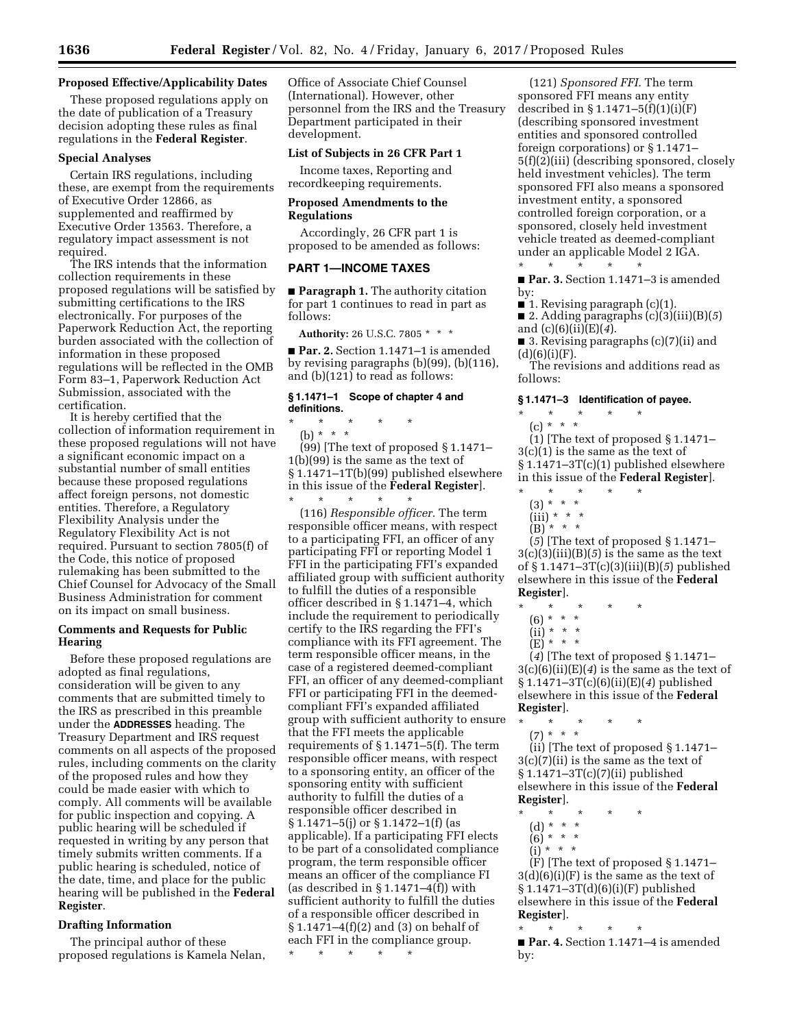**Proposed Effective/Applicability Dates**

These proposed regulations apply on the date of publication of a Treasury decision adopting these rules as final regulations in the **Federal Register**.

**Special Analyses**

Certain IRS regulations, including these, are exempt from the requirements of Executive Order 12866, as supplemented and reaffirmed by Executive Order 13563. Therefore, a regulatory impact assessment is not required.

The IRS intends that the information collection requirements in these proposed regulations will be satisfied by submitting certifications to the IRS electronically. For purposes of the Paperwork Reduction Act, the reporting burden associated with the collection of information in these proposed regulations will be reflected in the OMB Form 83–1, Paperwork Reduction Act Submission, associated with the certification.

It is hereby certified that the collection of information requirement in these proposed regulations will not have a significant economic impact on a substantial number of small entities because these proposed regulations affect foreign persons, not domestic entities. Therefore, a Regulatory Flexibility Analysis under the Regulatory Flexibility Act is not required. Pursuant to section 7805(f) of the Code, this notice of proposed rulemaking has been submitted to the Chief Counsel for Advocacy of the Small Business Administration for comment on its impact on small business.

**Comments and Requests for Public Hearing**

Before these proposed regulations are adopted as final regulations, consideration will be given to any comments that are submitted timely to the IRS as prescribed in this preamble under the **ADDRESSES** heading. The Treasury Department and IRS request comments on all aspects of the proposed rules, including comments on the clarity of the proposed rules and how they could be made easier with which to comply. All comments will be available for public inspection and copying. A public hearing will be scheduled if requested in writing by any person that timely submits written comments. If a public hearing is scheduled, notice of the date, time, and place for the public hearing will be published in the **Federal Register**.

**Drafting Information**

The principal author of these proposed regulations is Kamela Nelan, Office of Associate Chief Counsel (International). However, other personnel from the IRS and the Treasury Department participated in their development.

**List of Subjects in 26 CFR Part 1**

Income taxes, Reporting and recordkeeping requirements.

**Proposed Amendments to the Regulations**

Accordingly, 26 CFR part 1 is proposed to be amended as follows:

**PART 1—INCOME TAXES**

■ **Paragraph 1.** The authority citation for part 1 continues to read in part as follows:

**Authority:** 26 U.S.C. 7805 * * *

■ **Par. 2.** Section 1.1471–1 is amended by revising paragraphs (b)(99), (b)(116), and (b)(121) to read as follows:

**§ 1.1471–1 Scope of chapter 4 and definitions.**

\* \* \* \* \*

(b) * * *

(99) [The text of proposed § 1.1471–1(b)(99) is the same as the text of § 1.1471–1T(b)(99) published elsewhere in this issue of the **Federal Register**].

\* \* \* \* \*

(116) *Responsible officer.* The term responsible officer means, with respect to a participating FFI, an officer of any participating FFI or reporting Model 1 FFI in the participating FFI's expanded affiliated group with sufficient authority to fulfill the duties of a responsible officer described in § 1.1471–4, which include the requirement to periodically certify to the IRS regarding the FFI's compliance with its FFI agreement. The term responsible officer means, in the case of a registered deemed-compliant FFI, an officer of any deemed-compliant FFI or participating FFI in the deemed-compliant FFI's expanded affiliated group with sufficient authority to ensure that the FFI meets the applicable requirements of § 1.1471–5(f). The term responsible officer means, with respect to a sponsoring entity, an officer of the sponsoring entity with sufficient authority to fulfill the duties of a responsible officer described in § 1.1471–5(j) or § 1.1472–1(f) (as applicable). If a participating FFI elects to be part of a consolidated compliance program, the term responsible officer means an officer of the compliance FI (as described in § 1.1471–4(f)) with sufficient authority to fulfill the duties of a responsible officer described in § 1.1471–4(f)(2) and (3) on behalf of each FFI in the compliance group.

\* \* \* \* \*

(121) *Sponsored FFI.* The term sponsored FFI means any entity described in § 1.1471–5(f)(1)(i)(F) (describing sponsored investment entities and sponsored controlled foreign corporations) or § 1.1471–5(f)(2)(iii) (describing sponsored, closely held investment vehicles). The term sponsored FFI also means a sponsored investment entity, a sponsored controlled foreign corporation, or a sponsored, closely held investment vehicle treated as deemed-compliant under an applicable Model 2 IGA.

\* \* \* \* \*

■ **Par. 3.** Section 1.1471–3 is amended by:

■ 1. Revising paragraph (c)(1).

■ 2. Adding paragraphs (c)(3)(iii)(B)(*5*) and (c)(6)(ii)(E)(*4*).

■ 3. Revising paragraphs (c)(7)(ii) and (d)(6)(i)(F).

The revisions and additions read as follows:

**§ 1.1471–3 Identification of payee.**

\* \* \* \* \*

(c) * * *

(1) [The text of proposed § 1.1471–3(c)(1) is the same as the text of § 1.1471–3T(c)(1) published elsewhere in this issue of the **Federal Register**].

\* \* \* \* \*

(3) * * *

(iii) * * *

(B) * * *

(*5*) [The text of proposed § 1.1471–3(c)(3)(iii)(B)(*5*) is the same as the text of § 1.1471–3T(c)(3)(iii)(B)(*5*) published elsewhere in this issue of the **Federal Register**].

\* \* \* \* \*

(6) * * *

(ii) * * *

(E) * * *

(*4*) [The text of proposed § 1.1471–3(c)(6)(ii)(E)(*4*) is the same as the text of § 1.1471–3T(c)(6)(ii)(E)(*4*) published elsewhere in this issue of the **Federal Register**].

\* \* \* \* \*

(7) * * *

(ii) [The text of proposed § 1.1471–3(c)(7)(ii) is the same as the text of § 1.1471–3T(c)(7)(ii) published elsewhere in this issue of the **Federal Register**].

\* \* \* \* \*

(d) * * *

(6) * * *

(i) * * *

(F) [The text of proposed § 1.1471–3(d)(6)(i)(F) is the same as the text of § 1.1471–3T(d)(6)(i)(F) published elsewhere in this issue of the **Federal Register**].

\* \* \* \* \*

■ **Par. 4.** Section 1.1471–4 is amended by: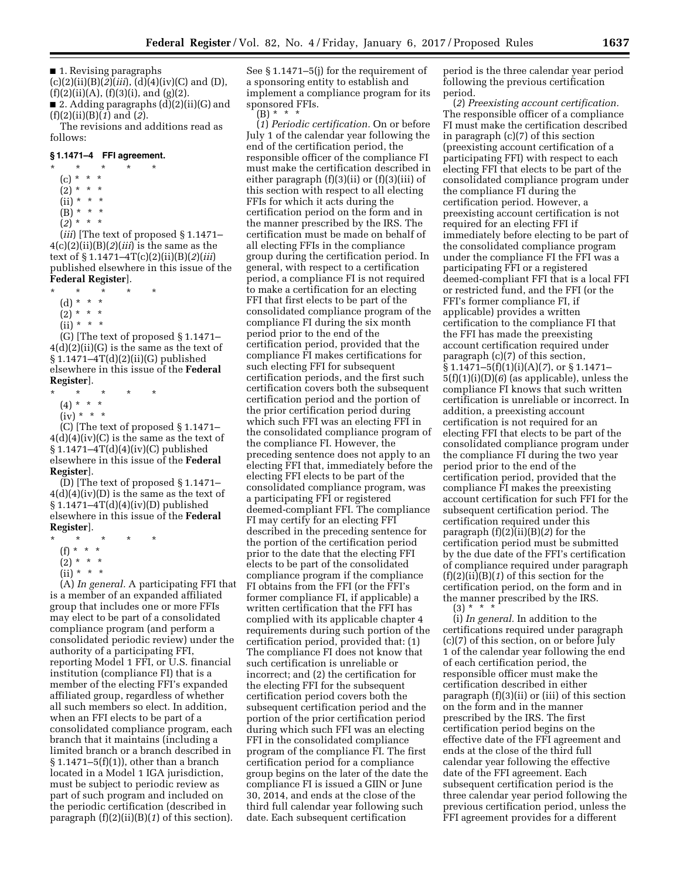■ 1. Revising paragraphs (c)(2)(ii)(B)(*2*)(*iii*), (d)(4)(iv)(C) and (D), (f)(2)(ii)(A), (f)(3)(i), and (g)(2).

■ 2. Adding paragraphs (d)(2)(ii)(G) and (f)(2)(ii)(B)(*1*) and (*2*).

The revisions and additions read as follows:

**§ 1.1471–4 FFI agreement.**

\* \* \* \* \*

(c) \* \* \*

(2) \* \* \*

(ii) \* \* \*

(B) \* \* \*

(*2*) \* \* \*

(*iii*) [The text of proposed § 1.1471–4(c)(2)(ii)(B)(*2*)(*iii*) is the same as the text of § 1.1471–4T(c)(2)(ii)(B)(*2*)(*iii*) published elsewhere in this issue of the **Federal Register**].

\* \* \* \* \*

(d) \* \* \*

(2) \* \* \*

(ii) \* \* \*

(G) [The text of proposed § 1.1471–4(d)(2)(ii)(G) is the same as the text of § 1.1471–4T(d)(2)(ii)(G) published elsewhere in this issue of the **Federal Register**].

\* \* \* \* \*

(4) \* \* \*

(iv) \* \* \*

(C) [The text of proposed § 1.1471–4(d)(4)(iv)(C) is the same as the text of § 1.1471–4T(d)(4)(iv)(C) published elsewhere in this issue of the **Federal Register**].

(D) [The text of proposed § 1.1471–4(d)(4)(iv)(D) is the same as the text of § 1.1471–4T(d)(4)(iv)(D) published elsewhere in this issue of the **Federal Register**].

\* \* \* \* \*

(f) \* \* \*

(2) \* \* \*

(ii) \* \* \*

(A) *In general.* A participating FFI that is a member of an expanded affiliated group that includes one or more FFIs may elect to be part of a consolidated compliance program (and perform a consolidated periodic review) under the authority of a participating FFI, reporting Model 1 FFI, or U.S. financial institution (compliance FI) that is a member of the electing FFI's expanded affiliated group, regardless of whether all such members so elect. In addition, when an FFI elects to be part of a consolidated compliance program, each branch that it maintains (including a limited branch or a branch described in § 1.1471–5(f)(1)), other than a branch located in a Model 1 IGA jurisdiction, must be subject to periodic review as part of such program and included on the periodic certification (described in paragraph (f)(2)(ii)(B)(*1*) of this section). See § 1.1471–5(j) for the requirement of a sponsoring entity to establish and implement a compliance program for its sponsored FFIs.

(B) \* \* \*

(*1*) *Periodic certification.* On or before July 1 of the calendar year following the end of the certification period, the responsible officer of the compliance FI must make the certification described in either paragraph (f)(3)(ii) or (f)(3)(iii) of this section with respect to all electing FFIs for which it acts during the certification period on the form and in the manner prescribed by the IRS. The certification must be made on behalf of all electing FFIs in the compliance group during the certification period. In general, with respect to a certification period, a compliance FI is not required to make a certification for an electing FFI that first elects to be part of the consolidated compliance program of the compliance FI during the six month period prior to the end of the certification period, provided that the compliance FI makes certifications for such electing FFI for subsequent certification periods, and the first such certification covers both the subsequent certification period and the portion of the prior certification period during which such FFI was an electing FFI in the consolidated compliance program of the compliance FI. However, the preceding sentence does not apply to an electing FFI that, immediately before the electing FFI elects to be part of the consolidated compliance program, was a participating FFI or registered deemed-compliant FFI. The compliance FI may certify for an electing FFI described in the preceding sentence for the portion of the certification period prior to the date that the electing FFI elects to be part of the consolidated compliance program if the compliance FI obtains from the FFI (or the FFI's former compliance FI, if applicable) a written certification that the FFI has complied with its applicable chapter 4 requirements during such portion of the certification period, provided that: (1) The compliance FI does not know that such certification is unreliable or incorrect; and (2) the certification for the electing FFI for the subsequent certification period covers both the subsequent certification period and the portion of the prior certification period during which such FFI was an electing FFI in the consolidated compliance program of the compliance FI. The first certification period for a compliance group begins on the later of the date the compliance FI is issued a GIIN or June 30, 2014, and ends at the close of the third full calendar year following such date. Each subsequent certification period is the three calendar year period following the previous certification period.

(*2*) *Preexisting account certification.* The responsible officer of a compliance FI must make the certification described in paragraph (c)(7) of this section (preexisting account certification of a participating FFI) with respect to each electing FFI that elects to be part of the consolidated compliance program under the compliance FI during the certification period. However, a preexisting account certification is not required for an electing FFI if immediately before electing to be part of the consolidated compliance program under the compliance FI the FFI was a participating FFI or a registered deemed-compliant FFI that is a local FFI or restricted fund, and the FFI (or the FFI's former compliance FI, if applicable) provides a written certification to the compliance FI that the FFI has made the preexisting account certification required under paragraph (c)(7) of this section, § 1.1471–5(f)(1)(i)(A)(*7*), or § 1.1471–5(f)(1)(i)(D)(*6*) (as applicable), unless the compliance FI knows that such written certification is unreliable or incorrect. In addition, a preexisting account certification is not required for an electing FFI that elects to be part of the consolidated compliance program under the compliance FI during the two year period prior to the end of the certification period, provided that the compliance FI makes the preexisting account certification for such FFI for the subsequent certification period. The certification required under this paragraph (f)(2)(ii)(B)(*2*) for the certification period must be submitted by the due date of the FFI's certification of compliance required under paragraph (f)(2)(ii)(B)(*1*) of this section for the certification period, on the form and in the manner prescribed by the IRS.

(3) \* \* \*

(i) *In general.* In addition to the certifications required under paragraph (c)(7) of this section, on or before July 1 of the calendar year following the end of each certification period, the responsible officer must make the certification described in either paragraph (f)(3)(ii) or (iii) of this section on the form and in the manner prescribed by the IRS. The first certification period begins on the effective date of the FFI agreement and ends at the close of the third full calendar year following the effective date of the FFI agreement. Each subsequent certification period is the three calendar year period following the previous certification period, unless the FFI agreement provides for a different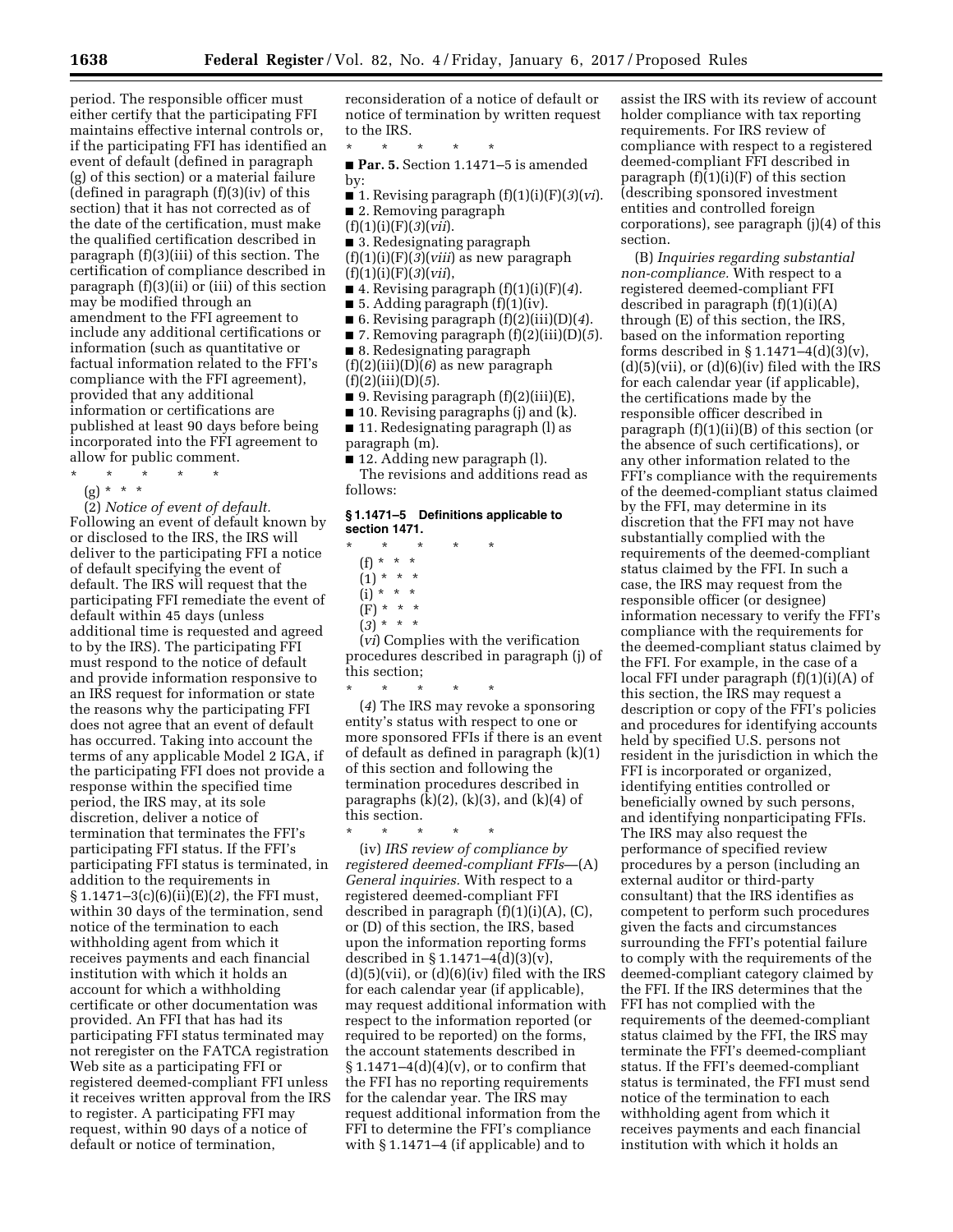period. The responsible officer must either certify that the participating FFI maintains effective internal controls or, if the participating FFI has identified an event of default (defined in paragraph (g) of this section) or a material failure (defined in paragraph (f)(3)(iv) of this section) that it has not corrected as of the date of the certification, must make the qualified certification described in paragraph (f)(3)(iii) of this section. The certification of compliance described in paragraph (f)(3)(ii) or (iii) of this section may be modified through an amendment to the FFI agreement to include any additional certifications or information (such as quantitative or factual information related to the FFI's compliance with the FFI agreement), provided that any additional information or certifications are published at least 90 days before being incorporated into the FFI agreement to allow for public comment.

\* \* \* \* \*

(g) \* \* \*

(2) *Notice of event of default.* Following an event of default known by or disclosed to the IRS, the IRS will deliver to the participating FFI a notice of default specifying the event of default. The IRS will request that the participating FFI remediate the event of default within 45 days (unless additional time is requested and agreed to by the IRS). The participating FFI must respond to the notice of default and provide information responsive to an IRS request for information or state the reasons why the participating FFI does not agree that an event of default has occurred. Taking into account the terms of any applicable Model 2 IGA, if the participating FFI does not provide a response within the specified time period, the IRS may, at its sole discretion, deliver a notice of termination that terminates the FFI's participating FFI status. If the FFI's participating FFI status is terminated, in addition to the requirements in § 1.1471–3(c)(6)(ii)(E)(*2*), the FFI must, within 30 days of the termination, send notice of the termination to each withholding agent from which it receives payments and each financial institution with which it holds an account for which a withholding certificate or other documentation was provided. An FFI that has had its participating FFI status terminated may not reregister on the FATCA registration Web site as a participating FFI or registered deemed-compliant FFI unless it receives written approval from the IRS to register. A participating FFI may request, within 90 days of a notice of default or notice of termination, reconsideration of a notice of default or notice of termination by written request to the IRS.

\* \* \* \* \*

■ **Par. 5.** Section 1.1471–5 is amended by:

■ 1. Revising paragraph (f)(1)(i)(F)(*3*)(*vi*).

■ 2. Removing paragraph (f)(1)(i)(F)(*3*)(*vii*).

■ 3. Redesignating paragraph (f)(1)(i)(F)(*3*)(*viii*) as new paragraph (f)(1)(i)(F)(*3*)(*vii*),

■ 4. Revising paragraph (f)(1)(i)(F)(*4*).

■ 5. Adding paragraph (f)(1)(iv).

■ 6. Revising paragraph (f)(2)(iii)(D)(*4*).

■ 7. Removing paragraph (f)(2)(iii)(D)(*5*).

■ 8. Redesignating paragraph (f)(2)(iii)(D)(*6*) as new paragraph (f)(2)(iii)(D)(*5*).

■ 9. Revising paragraph (f)(2)(iii)(E),

■ 10. Revising paragraphs (j) and (k).

■ 11. Redesignating paragraph (l) as paragraph (m).

■ 12. Adding new paragraph (l).

The revisions and additions read as follows:

### § 1.1471–5 Definitions applicable to section 1471.

\* \* \* \* \*

(f) \* \* \*

(1) \* \* \*

(i) \* \* \*

(F) \* \* \*

(*3*) \* \* \*

(*vi*) Complies with the verification procedures described in paragraph (j) of this section;

\* \* \* \* \*

(*4*) The IRS may revoke a sponsoring entity's status with respect to one or more sponsored FFIs if there is an event of default as defined in paragraph (k)(1) of this section and following the termination procedures described in paragraphs (k)(2), (k)(3), and (k)(4) of this section.

\* \* \* \* \*

(iv) *IRS review of compliance by registered deemed-compliant FFIs*—(A) *General inquiries.* With respect to a registered deemed-compliant FFI described in paragraph (f)(1)(i)(A), (C), or (D) of this section, the IRS, based upon the information reporting forms described in § 1.1471–4(d)(3)(v), (d)(5)(vii), or (d)(6)(iv) filed with the IRS for each calendar year (if applicable), may request additional information with respect to the information reported (or required to be reported) on the forms, the account statements described in § 1.1471–4(d)(4)(v), or to confirm that the FFI has no reporting requirements for the calendar year. The IRS may request additional information from the FFI to determine the FFI's compliance with § 1.1471–4 (if applicable) and to assist the IRS with its review of account holder compliance with tax reporting requirements. For IRS review of compliance with respect to a registered deemed-compliant FFI described in paragraph (f)(1)(i)(F) of this section (describing sponsored investment entities and controlled foreign corporations), see paragraph (j)(4) of this section.

(B) *Inquiries regarding substantial non-compliance.* With respect to a registered deemed-compliant FFI described in paragraph (f)(1)(i)(A) through (E) of this section, the IRS, based on the information reporting forms described in § 1.1471–4(d)(3)(v), (d)(5)(vii), or (d)(6)(iv) filed with the IRS for each calendar year (if applicable), the certifications made by the responsible officer described in paragraph (f)(1)(ii)(B) of this section (or the absence of such certifications), or any other information related to the FFI's compliance with the requirements of the deemed-compliant status claimed by the FFI, may determine in its discretion that the FFI may not have substantially complied with the requirements of the deemed-compliant status claimed by the FFI. In such a case, the IRS may request from the responsible officer (or designee) information necessary to verify the FFI's compliance with the requirements for the deemed-compliant status claimed by the FFI. For example, in the case of a local FFI under paragraph (f)(1)(i)(A) of this section, the IRS may request a description or copy of the FFI's policies and procedures for identifying accounts held by specified U.S. persons not resident in the jurisdiction in which the FFI is incorporated or organized, identifying entities controlled or beneficially owned by such persons, and identifying nonparticipating FFIs. The IRS may also request the performance of specified review procedures by a person (including an external auditor or third-party consultant) that the IRS identifies as competent to perform such procedures given the facts and circumstances surrounding the FFI's potential failure to comply with the requirements of the deemed-compliant category claimed by the FFI. If the IRS determines that the FFI has not complied with the requirements of the deemed-compliant status claimed by the FFI, the IRS may terminate the FFI's deemed-compliant status. If the FFI's deemed-compliant status is terminated, the FFI must send notice of the termination to each withholding agent from which it receives payments and each financial institution with which it holds an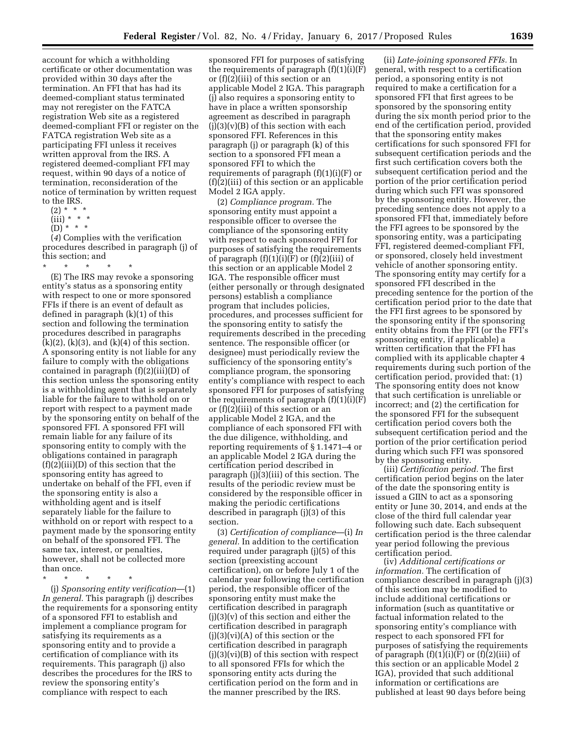account for which a withholding certificate or other documentation was provided within 30 days after the termination. An FFI that has had its deemed-compliant status terminated may not reregister on the FATCA registration Web site as a registered deemed-compliant FFI or register on the FATCA registration Web site as a participating FFI unless it receives written approval from the IRS. A registered deemed-compliant FFI may request, within 90 days of a notice of termination, reconsideration of the notice of termination by written request to the IRS.

(2) * * *

(iii) * * *

(D) * * *

(*4*) Complies with the verification procedures described in paragraph (j) of this section; and

\* \* \* \* \*

(E) The IRS may revoke a sponsoring entity's status as a sponsoring entity with respect to one or more sponsored FFIs if there is an event of default as defined in paragraph (k)(1) of this section and following the termination procedures described in paragraphs (k)(2), (k)(3), and (k)(4) of this section. A sponsoring entity is not liable for any failure to comply with the obligations contained in paragraph (f)(2)(iii)(D) of this section unless the sponsoring entity is a withholding agent that is separately liable for the failure to withhold on or report with respect to a payment made by the sponsoring entity on behalf of the sponsored FFI. A sponsored FFI will remain liable for any failure of its sponsoring entity to comply with the obligations contained in paragraph (f)(2)(iii)(D) of this section that the sponsoring entity has agreed to undertake on behalf of the FFI, even if the sponsoring entity is also a withholding agent and is itself separately liable for the failure to withhold on or report with respect to a payment made by the sponsoring entity on behalf of the sponsored FFI. The same tax, interest, or penalties, however, shall not be collected more than once.

\* \* \* \* \*

(j) *Sponsoring entity verification*—(1) *In general.* This paragraph (j) describes the requirements for a sponsoring entity of a sponsored FFI to establish and implement a compliance program for satisfying its requirements as a sponsoring entity and to provide a certification of compliance with its requirements. This paragraph (j) also describes the procedures for the IRS to review the sponsoring entity's compliance with respect to each sponsored FFI for purposes of satisfying the requirements of paragraph (f)(1)(i)(F) or (f)(2)(iii) of this section or an applicable Model 2 IGA. This paragraph (j) also requires a sponsoring entity to have in place a written sponsorship agreement as described in paragraph (j)(3)(v)(B) of this section with each sponsored FFI. References in this paragraph (j) or paragraph (k) of this section to a sponsored FFI mean a sponsored FFI to which the requirements of paragraph (f)(1)(i)(F) or (f)(2)(iii) of this section or an applicable Model 2 IGA apply.

(2) *Compliance program.* The sponsoring entity must appoint a responsible officer to oversee the compliance of the sponsoring entity with respect to each sponsored FFI for purposes of satisfying the requirements of paragraph (f)(1)(i)(F) or (f)(2)(iii) of this section or an applicable Model 2 IGA. The responsible officer must (either personally or through designated persons) establish a compliance program that includes policies, procedures, and processes sufficient for the sponsoring entity to satisfy the requirements described in the preceding sentence. The responsible officer (or designee) must periodically review the sufficiency of the sponsoring entity's compliance program, the sponsoring entity's compliance with respect to each sponsored FFI for purposes of satisfying the requirements of paragraph (f)(1)(i)(F) or (f)(2)(iii) of this section or an applicable Model 2 IGA, and the compliance of each sponsored FFI with the due diligence, withholding, and reporting requirements of § 1.1471–4 or an applicable Model 2 IGA during the certification period described in paragraph (j)(3)(iii) of this section. The results of the periodic review must be considered by the responsible officer in making the periodic certifications described in paragraph (j)(3) of this section.

(3) *Certification of compliance*—(i) *In general.* In addition to the certification required under paragraph (j)(5) of this section (preexisting account certification), on or before July 1 of the calendar year following the certification period, the responsible officer of the sponsoring entity must make the certification described in paragraph (j)(3)(v) of this section and either the certification described in paragraph (j)(3)(vi)(A) of this section or the certification described in paragraph (j)(3)(vi)(B) of this section with respect to all sponsored FFIs for which the sponsoring entity acts during the certification period on the form and in the manner prescribed by the IRS.

(ii) *Late-joining sponsored FFIs.* In general, with respect to a certification period, a sponsoring entity is not required to make a certification for a sponsored FFI that first agrees to be sponsored by the sponsoring entity during the six month period prior to the end of the certification period, provided that the sponsoring entity makes certifications for such sponsored FFI for subsequent certification periods and the first such certification covers both the subsequent certification period and the portion of the prior certification period during which such FFI was sponsored by the sponsoring entity. However, the preceding sentence does not apply to a sponsored FFI that, immediately before the FFI agrees to be sponsored by the sponsoring entity, was a participating FFI, registered deemed-compliant FFI, or sponsored, closely held investment vehicle of another sponsoring entity. The sponsoring entity may certify for a sponsored FFI described in the preceding sentence for the portion of the certification period prior to the date that the FFI first agrees to be sponsored by the sponsoring entity if the sponsoring entity obtains from the FFI (or the FFI's sponsoring entity, if applicable) a written certification that the FFI has complied with its applicable chapter 4 requirements during such portion of the certification period, provided that: (1) The sponsoring entity does not know that such certification is unreliable or incorrect; and (2) the certification for the sponsored FFI for the subsequent certification period covers both the subsequent certification period and the portion of the prior certification period during which such FFI was sponsored by the sponsoring entity.

(iii) *Certification period.* The first certification period begins on the later of the date the sponsoring entity is issued a GIIN to act as a sponsoring entity or June 30, 2014, and ends at the close of the third full calendar year following such date. Each subsequent certification period is the three calendar year period following the previous certification period.

(iv) *Additional certifications or information.* The certification of compliance described in paragraph (j)(3) of this section may be modified to include additional certifications or information (such as quantitative or factual information related to the sponsoring entity's compliance with respect to each sponsored FFI for purposes of satisfying the requirements of paragraph (f)(1)(i)(F) or (f)(2)(iii) of this section or an applicable Model 2 IGA), provided that such additional information or certifications are published at least 90 days before being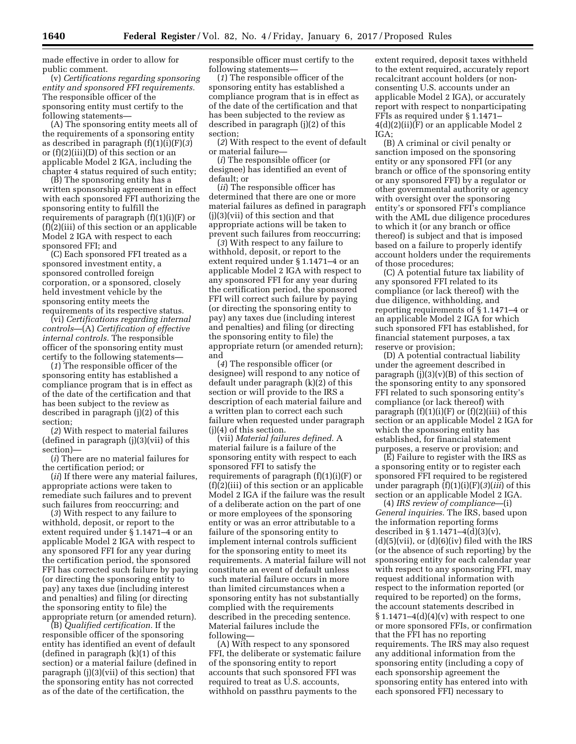made effective in order to allow for public comment.

(v) *Certifications regarding sponsoring entity and sponsored FFI requirements.* The responsible officer of the sponsoring entity must certify to the following statements—

(A) The sponsoring entity meets all of the requirements of a sponsoring entity as described in paragraph (f)(1)(i)(F)(*3*) or (f)(2)(iii)(D) of this section or an applicable Model 2 IGA, including the chapter 4 status required of such entity;

(B) The sponsoring entity has a written sponsorship agreement in effect with each sponsored FFI authorizing the sponsoring entity to fulfill the requirements of paragraph (f)(1)(i)(F) or (f)(2)(iii) of this section or an applicable Model 2 IGA with respect to each sponsored FFI; and

(C) Each sponsored FFI treated as a sponsored investment entity, a sponsored controlled foreign corporation, or a sponsored, closely held investment vehicle by the sponsoring entity meets the requirements of its respective status.

(vi) *Certifications regarding internal controls*—(A) *Certification of effective internal controls.* The responsible officer of the sponsoring entity must certify to the following statements—

(*1*) The responsible officer of the sponsoring entity has established a compliance program that is in effect as of the date of the certification and that has been subject to the review as described in paragraph (j)(2) of this section;

(*2*) With respect to material failures (defined in paragraph (j)(3)(vii) of this section)—

(*i*) There are no material failures for the certification period; or

(*ii*) If there were any material failures, appropriate actions were taken to remediate such failures and to prevent such failures from reoccurring; and

(*3*) With respect to any failure to withhold, deposit, or report to the extent required under § 1.1471–4 or an applicable Model 2 IGA with respect to any sponsored FFI for any year during the certification period, the sponsored FFI has corrected such failure by paying (or directing the sponsoring entity to pay) any taxes due (including interest and penalties) and filing (or directing the sponsoring entity to file) the appropriate return (or amended return).

(B) *Qualified certification.* If the responsible officer of the sponsoring entity has identified an event of default (defined in paragraph (k)(1) of this section) or a material failure (defined in paragraph (j)(3)(vii) of this section) that the sponsoring entity has not corrected as of the date of the certification, the responsible officer must certify to the following statements—

(*1*) The responsible officer of the sponsoring entity has established a compliance program that is in effect as of the date of the certification and that has been subjected to the review as described in paragraph (j)(2) of this section;

(*2*) With respect to the event of default or material failure—

(*i*) The responsible officer (or designee) has identified an event of default; or

(*ii*) The responsible officer has determined that there are one or more material failures as defined in paragraph (j)(3)(vii) of this section and that appropriate actions will be taken to prevent such failures from reoccurring;

(*3*) With respect to any failure to withhold, deposit, or report to the extent required under § 1.1471–4 or an applicable Model 2 IGA with respect to any sponsored FFI for any year during the certification period, the sponsored FFI will correct such failure by paying (or directing the sponsoring entity to pay) any taxes due (including interest and penalties) and filing (or directing the sponsoring entity to file) the appropriate return (or amended return); and

(*4*) The responsible officer (or designee) will respond to any notice of default under paragraph (k)(2) of this section or will provide to the IRS a description of each material failure and a written plan to correct each such failure when requested under paragraph (j)(4) of this section.

(vii) *Material failures defined.* A material failure is a failure of the sponsoring entity with respect to each sponsored FFI to satisfy the requirements of paragraph (f)(1)(i)(F) or (f)(2)(iii) of this section or an applicable Model 2 IGA if the failure was the result of a deliberate action on the part of one or more employees of the sponsoring entity or was an error attributable to a failure of the sponsoring entity to implement internal controls sufficient for the sponsoring entity to meet its requirements. A material failure will not constitute an event of default unless such material failure occurs in more than limited circumstances when a sponsoring entity has not substantially complied with the requirements described in the preceding sentence. Material failures include the following—

(A) With respect to any sponsored FFI, the deliberate or systematic failure of the sponsoring entity to report accounts that such sponsored FFI was required to treat as U.S. accounts, withhold on passthru payments to the extent required, deposit taxes withheld to the extent required, accurately report recalcitrant account holders (or non-consenting U.S. accounts under an applicable Model 2 IGA), or accurately report with respect to nonparticipating FFIs as required under § 1.1471–4(d)(2)(ii)(F) or an applicable Model 2 IGA;

(B) A criminal or civil penalty or sanction imposed on the sponsoring entity or any sponsored FFI (or any branch or office of the sponsoring entity or any sponsored FFI) by a regulator or other governmental authority or agency with oversight over the sponsoring entity's or sponsored FFI's compliance with the AML due diligence procedures to which it (or any branch or office thereof) is subject and that is imposed based on a failure to properly identify account holders under the requirements of those procedures;

(C) A potential future tax liability of any sponsored FFI related to its compliance (or lack thereof) with the due diligence, withholding, and reporting requirements of § 1.1471–4 or an applicable Model 2 IGA for which such sponsored FFI has established, for financial statement purposes, a tax reserve or provision;

(D) A potential contractual liability under the agreement described in paragraph (j)(3)(v)(B) of this section of the sponsoring entity to any sponsored FFI related to such sponsoring entity's compliance (or lack thereof) with paragraph (f)(1)(i)(F) or (f)(2)(iii) of this section or an applicable Model 2 IGA for which the sponsoring entity has established, for financial statement purposes, a reserve or provision; and

(E) Failure to register with the IRS as a sponsoring entity or to register each sponsored FFI required to be registered under paragraph (f)(1)(i)(F)(*3*)(*iii*) of this section or an applicable Model 2 IGA.

(4) *IRS review of compliance*—(i) *General inquiries.* The IRS, based upon the information reporting forms described in § 1.1471–4(d)(3)(v), (d)(5)(vii), or (d)(6)(iv) filed with the IRS (or the absence of such reporting) by the sponsoring entity for each calendar year with respect to any sponsoring FFI, may request additional information with respect to the information reported (or required to be reported) on the forms, the account statements described in § 1.1471–4(d)(4)(v) with respect to one or more sponsored FFIs, or confirmation that the FFI has no reporting requirements. The IRS may also request any additional information from the sponsoring entity (including a copy of each sponsorship agreement the sponsoring entity has entered into with each sponsored FFI) necessary to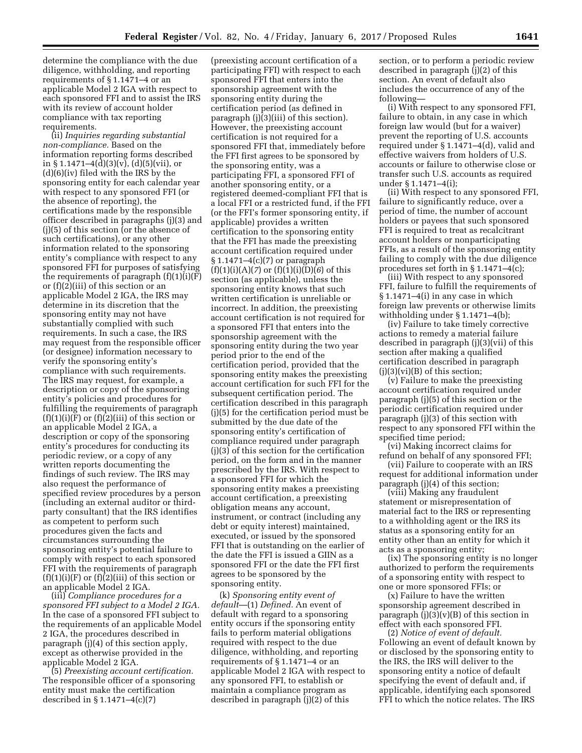determine the compliance with the due diligence, withholding, and reporting requirements of § 1.1471–4 or an applicable Model 2 IGA with respect to each sponsored FFI and to assist the IRS with its review of account holder compliance with tax reporting requirements.

(ii) *Inquiries regarding substantial non-compliance.* Based on the information reporting forms described in § 1.1471–4(d)(3)(v), (d)(5)(vii), or (d)(6)(iv) filed with the IRS by the sponsoring entity for each calendar year with respect to any sponsored FFI (or the absence of reporting), the certifications made by the responsible officer described in paragraphs (j)(3) and (j)(5) of this section (or the absence of such certifications), or any other information related to the sponsoring entity's compliance with respect to any sponsored FFI for purposes of satisfying the requirements of paragraph (f)(1)(i)(F) or (f)(2)(iii) of this section or an applicable Model 2 IGA, the IRS may determine in its discretion that the sponsoring entity may not have substantially complied with such requirements. In such a case, the IRS may request from the responsible officer (or designee) information necessary to verify the sponsoring entity's compliance with such requirements. The IRS may request, for example, a description or copy of the sponsoring entity's policies and procedures for fulfilling the requirements of paragraph (f)(1)(i)(F) or (f)(2)(iii) of this section or an applicable Model 2 IGA, a description or copy of the sponsoring entity's procedures for conducting its periodic review, or a copy of any written reports documenting the findings of such review. The IRS may also request the performance of specified review procedures by a person (including an external auditor or third-party consultant) that the IRS identifies as competent to perform such procedures given the facts and circumstances surrounding the sponsoring entity's potential failure to comply with respect to each sponsored FFI with the requirements of paragraph (f)(1)(i)(F) or (f)(2)(iii) of this section or an applicable Model 2 IGA.

(iii) *Compliance procedures for a sponsored FFI subject to a Model 2 IGA.* In the case of a sponsored FFI subject to the requirements of an applicable Model 2 IGA, the procedures described in paragraph (j)(4) of this section apply, except as otherwise provided in the applicable Model 2 IGA.

(5) *Preexisting account certification.* The responsible officer of a sponsoring entity must make the certification described in § 1.1471–4(c)(7) (preexisting account certification of a participating FFI) with respect to each sponsored FFI that enters into the sponsorship agreement with the sponsoring entity during the certification period (as defined in paragraph (j)(3)(iii) of this section). However, the preexisting account certification is not required for a sponsored FFI that, immediately before the FFI first agrees to be sponsored by the sponsoring entity, was a participating FFI, a sponsored FFI of another sponsoring entity, or a registered deemed-compliant FFI that is a local FFI or a restricted fund, if the FFI (or the FFI's former sponsoring entity, if applicable) provides a written certification to the sponsoring entity that the FFI has made the preexisting account certification required under § 1.1471–4(c)(7) or paragraph (f)(1)(i)(A)(*7*) or (f)(1)(i)(D)(*6*) of this section (as applicable), unless the sponsoring entity knows that such written certification is unreliable or incorrect. In addition, the preexisting account certification is not required for a sponsored FFI that enters into the sponsorship agreement with the sponsoring entity during the two year period prior to the end of the certification period, provided that the sponsoring entity makes the preexisting account certification for such FFI for the subsequent certification period. The certification described in this paragraph (j)(5) for the certification period must be submitted by the due date of the sponsoring entity's certification of compliance required under paragraph (j)(3) of this section for the certification period, on the form and in the manner prescribed by the IRS. With respect to a sponsored FFI for which the sponsoring entity makes a preexisting account certification, a preexisting obligation means any account, instrument, or contract (including any debt or equity interest) maintained, executed, or issued by the sponsored FFI that is outstanding on the earlier of the date the FFI is issued a GIIN as a sponsored FFI or the date the FFI first agrees to be sponsored by the sponsoring entity.

(k) *Sponsoring entity event of default*—(1) *Defined.* An event of default with regard to a sponsoring entity occurs if the sponsoring entity fails to perform material obligations required with respect to the due diligence, withholding, and reporting requirements of § 1.1471–4 or an applicable Model 2 IGA with respect to any sponsored FFI, to establish or maintain a compliance program as described in paragraph (j)(2) of this section, or to perform a periodic review described in paragraph (j)(2) of this section. An event of default also includes the occurrence of any of the following—

(i) With respect to any sponsored FFI, failure to obtain, in any case in which foreign law would (but for a waiver) prevent the reporting of U.S. accounts required under § 1.1471–4(d), valid and effective waivers from holders of U.S. accounts or failure to otherwise close or transfer such U.S. accounts as required under § 1.1471–4(i);

(ii) With respect to any sponsored FFI, failure to significantly reduce, over a period of time, the number of account holders or payees that such sponsored FFI is required to treat as recalcitrant account holders or nonparticipating FFIs, as a result of the sponsoring entity failing to comply with the due diligence procedures set forth in § 1.1471–4(c);

(iii) With respect to any sponsored FFI, failure to fulfill the requirements of § 1.1471–4(i) in any case in which foreign law prevents or otherwise limits withholding under § 1.1471–4(b);

(iv) Failure to take timely corrective actions to remedy a material failure described in paragraph (j)(3)(vii) of this section after making a qualified certification described in paragraph (j)(3)(vi)(B) of this section;

(v) Failure to make the preexisting account certification required under paragraph (j)(5) of this section or the periodic certification required under paragraph (j)(3) of this section with respect to any sponsored FFI within the specified time period;

(vi) Making incorrect claims for refund on behalf of any sponsored FFI;

(vii) Failure to cooperate with an IRS request for additional information under paragraph (j)(4) of this section;

(viii) Making any fraudulent statement or misrepresentation of material fact to the IRS or representing to a withholding agent or the IRS its status as a sponsoring entity for an entity other than an entity for which it acts as a sponsoring entity;

(ix) The sponsoring entity is no longer authorized to perform the requirements of a sponsoring entity with respect to one or more sponsored FFIs; or

(x) Failure to have the written sponsorship agreement described in paragraph (j)(3)(v)(B) of this section in effect with each sponsored FFI.

(2) *Notice of event of default.* Following an event of default known by or disclosed by the sponsoring entity to the IRS, the IRS will deliver to the sponsoring entity a notice of default specifying the event of default and, if applicable, identifying each sponsored FFI to which the notice relates. The IRS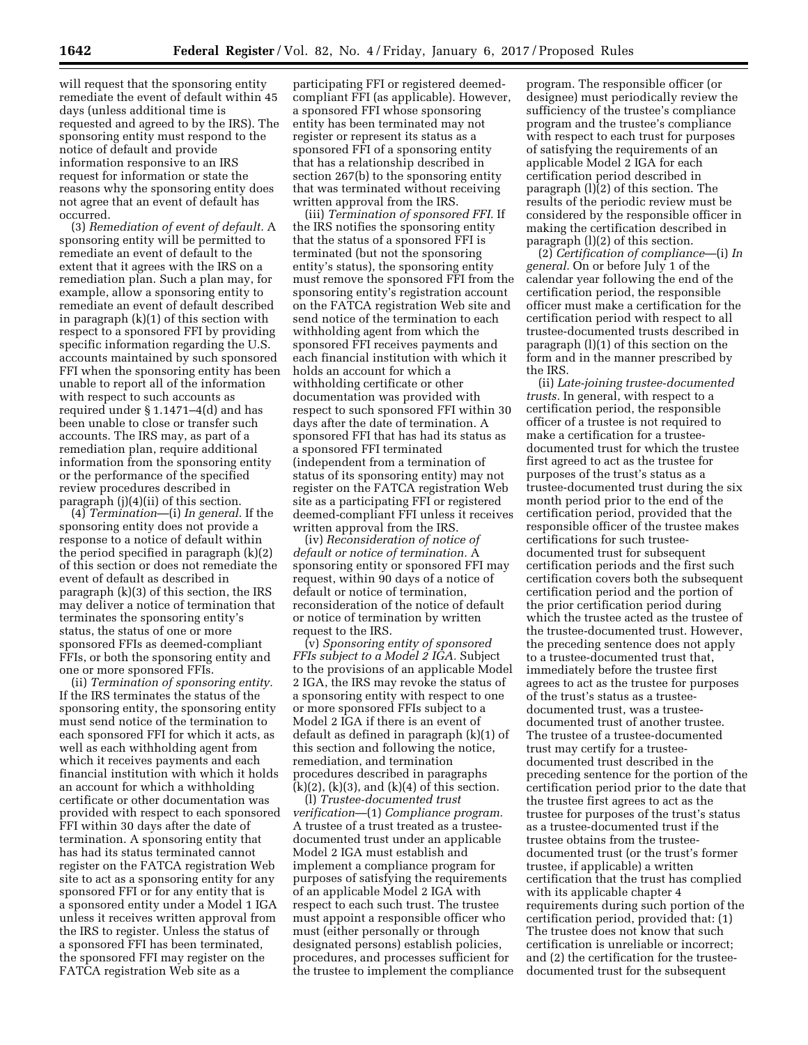will request that the sponsoring entity remediate the event of default within 45 days (unless additional time is requested and agreed to by the IRS). The sponsoring entity must respond to the notice of default and provide information responsive to an IRS request for information or state the reasons why the sponsoring entity does not agree that an event of default has occurred.

(3) *Remediation of event of default.* A sponsoring entity will be permitted to remediate an event of default to the extent that it agrees with the IRS on a remediation plan. Such a plan may, for example, allow a sponsoring entity to remediate an event of default described in paragraph (k)(1) of this section with respect to a sponsored FFI by providing specific information regarding the U.S. accounts maintained by such sponsored FFI when the sponsoring entity has been unable to report all of the information with respect to such accounts as required under § 1.1471–4(d) and has been unable to close or transfer such accounts. The IRS may, as part of a remediation plan, require additional information from the sponsoring entity or the performance of the specified review procedures described in paragraph (j)(4)(ii) of this section.

(4) *Termination*—(i) *In general.* If the sponsoring entity does not provide a response to a notice of default within the period specified in paragraph (k)(2) of this section or does not remediate the event of default as described in paragraph (k)(3) of this section, the IRS may deliver a notice of termination that terminates the sponsoring entity's status, the status of one or more sponsored FFIs as deemed-compliant FFIs, or both the sponsoring entity and one or more sponsored FFIs.

(ii) *Termination of sponsoring entity.* If the IRS terminates the status of the sponsoring entity, the sponsoring entity must send notice of the termination to each sponsored FFI for which it acts, as well as each withholding agent from which it receives payments and each financial institution with which it holds an account for which a withholding certificate or other documentation was provided with respect to each sponsored FFI within 30 days after the date of termination. A sponsoring entity that has had its status terminated cannot register on the FATCA registration Web site to act as a sponsoring entity for any sponsored FFI or for any entity that is a sponsored entity under a Model 1 IGA unless it receives written approval from the IRS to register. Unless the status of a sponsored FFI has been terminated, the sponsored FFI may register on the FATCA registration Web site as a participating FFI or registered deemed-compliant FFI (as applicable). However, a sponsored FFI whose sponsoring entity has been terminated may not register or represent its status as a sponsored FFI of a sponsoring entity that has a relationship described in section 267(b) to the sponsoring entity that was terminated without receiving written approval from the IRS.

(iii) *Termination of sponsored FFI.* If the IRS notifies the sponsoring entity that the status of a sponsored FFI is terminated (but not the sponsoring entity's status), the sponsoring entity must remove the sponsored FFI from the sponsoring entity's registration account on the FATCA registration Web site and send notice of the termination to each withholding agent from which the sponsored FFI receives payments and each financial institution with which it holds an account for which a withholding certificate or other documentation was provided with respect to such sponsored FFI within 30 days after the date of termination. A sponsored FFI that has had its status as a sponsored FFI terminated (independent from a termination of status of its sponsoring entity) may not register on the FATCA registration Web site as a participating FFI or registered deemed-compliant FFI unless it receives written approval from the IRS.

(iv) *Reconsideration of notice of default or notice of termination.* A sponsoring entity or sponsored FFI may request, within 90 days of a notice of default or notice of termination, reconsideration of the notice of default or notice of termination by written request to the IRS.

(v) *Sponsoring entity of sponsored FFIs subject to a Model 2 IGA.* Subject to the provisions of an applicable Model 2 IGA, the IRS may revoke the status of a sponsoring entity with respect to one or more sponsored FFIs subject to a Model 2 IGA if there is an event of default as defined in paragraph (k)(1) of this section and following the notice, remediation, and termination procedures described in paragraphs (k)(2), (k)(3), and (k)(4) of this section.

(l) *Trustee-documented trust verification*—(1) *Compliance program.* A trustee of a trust treated as a trustee-documented trust under an applicable Model 2 IGA must establish and implement a compliance program for purposes of satisfying the requirements of an applicable Model 2 IGA with respect to each such trust. The trustee must appoint a responsible officer who must (either personally or through designated persons) establish policies, procedures, and processes sufficient for the trustee to implement the compliance program. The responsible officer (or designee) must periodically review the sufficiency of the trustee's compliance program and the trustee's compliance with respect to each trust for purposes of satisfying the requirements of an applicable Model 2 IGA for each certification period described in paragraph (l)(2) of this section. The results of the periodic review must be considered by the responsible officer in making the certification described in paragraph (l)(2) of this section.

(2) *Certification of compliance*—(i) *In general.* On or before July 1 of the calendar year following the end of the certification period, the responsible officer must make a certification for the certification period with respect to all trustee-documented trusts described in paragraph (l)(1) of this section on the form and in the manner prescribed by the IRS.

(ii) *Late-joining trustee-documented trusts.* In general, with respect to a certification period, the responsible officer of a trustee is not required to make a certification for a trustee-documented trust for which the trustee first agreed to act as the trustee for purposes of the trust's status as a trustee-documented trust during the six month period prior to the end of the certification period, provided that the responsible officer of the trustee makes certifications for such trustee-documented trust for subsequent certification periods and the first such certification covers both the subsequent certification period and the portion of the prior certification period during which the trustee acted as the trustee of the trustee-documented trust. However, the preceding sentence does not apply to a trustee-documented trust that, immediately before the trustee first agrees to act as the trustee for purposes of the trust's status as a trustee-documented trust, was a trustee-documented trust of another trustee. The trustee of a trustee-documented trust may certify for a trustee-documented trust described in the preceding sentence for the portion of the certification period prior to the date that the trustee first agrees to act as the trustee for purposes of the trust's status as a trustee-documented trust if the trustee obtains from the trustee-documented trust (or the trust's former trustee, if applicable) a written certification that the trust has complied with its applicable chapter 4 requirements during such portion of the certification period, provided that: (1) The trustee does not know that such certification is unreliable or incorrect; and (2) the certification for the trustee-documented trust for the subsequent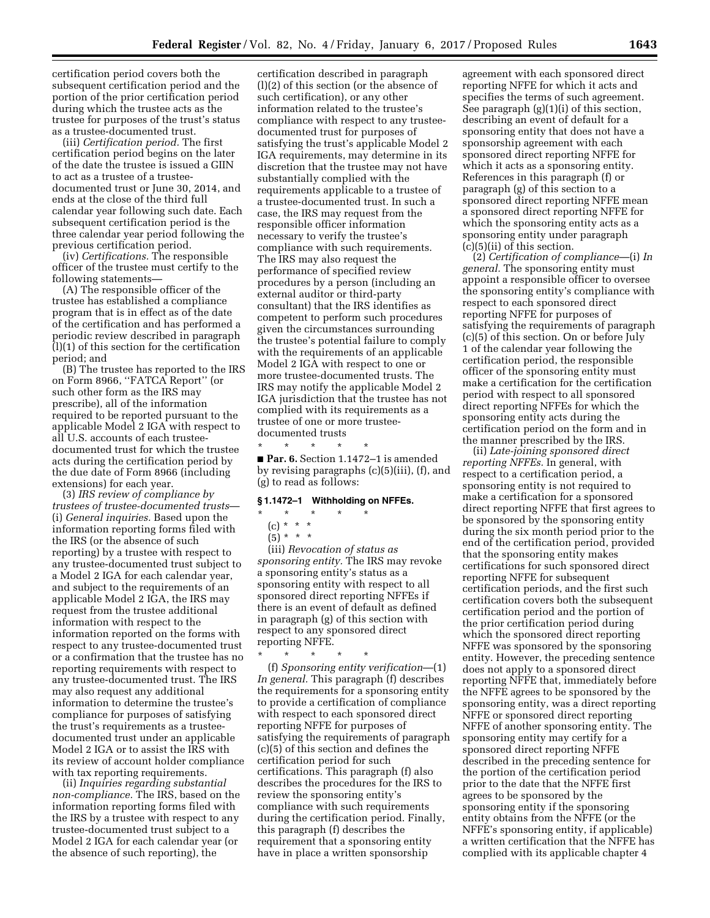certification period covers both the subsequent certification period and the portion of the prior certification period during which the trustee acts as the trustee for purposes of the trust's status as a trustee-documented trust.

(iii) *Certification period.* The first certification period begins on the later of the date the trustee is issued a GIIN to act as a trustee of a trustee-documented trust or June 30, 2014, and ends at the close of the third full calendar year following such date. Each subsequent certification period is the three calendar year period following the previous certification period.

(iv) *Certifications.* The responsible officer of the trustee must certify to the following statements—

(A) The responsible officer of the trustee has established a compliance program that is in effect as of the date of the certification and has performed a periodic review described in paragraph (l)(1) of this section for the certification period; and

(B) The trustee has reported to the IRS on Form 8966, ''FATCA Report'' (or such other form as the IRS may prescribe), all of the information required to be reported pursuant to the applicable Model 2 IGA with respect to all U.S. accounts of each trustee-documented trust for which the trustee acts during the certification period by the due date of Form 8966 (including extensions) for each year.

(3) *IRS review of compliance by trustees of trustee-documented trusts*—(i) *General inquiries.* Based upon the information reporting forms filed with the IRS (or the absence of such reporting) by a trustee with respect to any trustee-documented trust subject to a Model 2 IGA for each calendar year, and subject to the requirements of an applicable Model 2 IGA, the IRS may request from the trustee additional information with respect to the information reported on the forms with respect to any trustee-documented trust or a confirmation that the trustee has no reporting requirements with respect to any trustee-documented trust. The IRS may also request any additional information to determine the trustee's compliance for purposes of satisfying the trust's requirements as a trustee-documented trust under an applicable Model 2 IGA or to assist the IRS with its review of account holder compliance with tax reporting requirements.

(ii) *Inquiries regarding substantial non-compliance.* The IRS, based on the information reporting forms filed with the IRS by a trustee with respect to any trustee-documented trust subject to a Model 2 IGA for each calendar year (or the absence of such reporting), the certification described in paragraph (l)(2) of this section (or the absence of such certification), or any other information related to the trustee's compliance with respect to any trustee-documented trust for purposes of satisfying the trust's applicable Model 2 IGA requirements, may determine in its discretion that the trustee may not have substantially complied with the requirements applicable to a trustee of a trustee-documented trust. In such a case, the IRS may request from the responsible officer information necessary to verify the trustee's compliance with such requirements. The IRS may also request the performance of specified review procedures by a person (including an external auditor or third-party consultant) that the IRS identifies as competent to perform such procedures given the circumstances surrounding the trustee's potential failure to comply with the requirements of an applicable Model 2 IGA with respect to one or more trustee-documented trusts. The IRS may notify the applicable Model 2 IGA jurisdiction that the trustee has not complied with its requirements as a trustee of one or more trustee-documented trusts

\* \* \* \* \*

■ **Par. 6.** Section 1.1472–1 is amended by revising paragraphs (c)(5)(iii), (f), and (g) to read as follows:

### § 1.1472–1 Withholding on NFFEs.

\* \* \* \* \*

(c) \* \* \*

(5) \* \* \*

(iii) *Revocation of status as sponsoring entity.* The IRS may revoke a sponsoring entity's status as a sponsoring entity with respect to all sponsored direct reporting NFFEs if there is an event of default as defined in paragraph (g) of this section with respect to any sponsored direct reporting NFFE.

\* \* \* \* \*

(f) *Sponsoring entity verification*—(1) *In general.* This paragraph (f) describes the requirements for a sponsoring entity to provide a certification of compliance with respect to each sponsored direct reporting NFFE for purposes of satisfying the requirements of paragraph (c)(5) of this section and defines the certification period for such certifications. This paragraph (f) also describes the procedures for the IRS to review the sponsoring entity's compliance with such requirements during the certification period. Finally, this paragraph (f) describes the requirement that a sponsoring entity have in place a written sponsorship agreement with each sponsored direct reporting NFFE for which it acts and specifies the terms of such agreement. See paragraph (g)(1)(i) of this section, describing an event of default for a sponsoring entity that does not have a sponsorship agreement with each sponsored direct reporting NFFE for which it acts as a sponsoring entity. References in this paragraph (f) or paragraph (g) of this section to a sponsored direct reporting NFFE mean a sponsored direct reporting NFFE for which the sponsoring entity acts as a sponsoring entity under paragraph (c)(5)(ii) of this section.

(2) *Certification of compliance*—(i) *In general.* The sponsoring entity must appoint a responsible officer to oversee the sponsoring entity's compliance with respect to each sponsored direct reporting NFFE for purposes of satisfying the requirements of paragraph (c)(5) of this section. On or before July 1 of the calendar year following the certification period, the responsible officer of the sponsoring entity must make a certification for the certification period with respect to all sponsored direct reporting NFFEs for which the sponsoring entity acts during the certification period on the form and in the manner prescribed by the IRS.

(ii) *Late-joining sponsored direct reporting NFFEs.* In general, with respect to a certification period, a sponsoring entity is not required to make a certification for a sponsored direct reporting NFFE that first agrees to be sponsored by the sponsoring entity during the six month period prior to the end of the certification period, provided that the sponsoring entity makes certifications for such sponsored direct reporting NFFE for subsequent certification periods, and the first such certification covers both the subsequent certification period and the portion of the prior certification period during which the sponsored direct reporting NFFE was sponsored by the sponsoring entity. However, the preceding sentence does not apply to a sponsored direct reporting NFFE that, immediately before the NFFE agrees to be sponsored by the sponsoring entity, was a direct reporting NFFE or sponsored direct reporting NFFE of another sponsoring entity. The sponsoring entity may certify for a sponsored direct reporting NFFE described in the preceding sentence for the portion of the certification period prior to the date that the NFFE first agrees to be sponsored by the sponsoring entity if the sponsoring entity obtains from the NFFE (or the NFFE's sponsoring entity, if applicable) a written certification that the NFFE has complied with its applicable chapter 4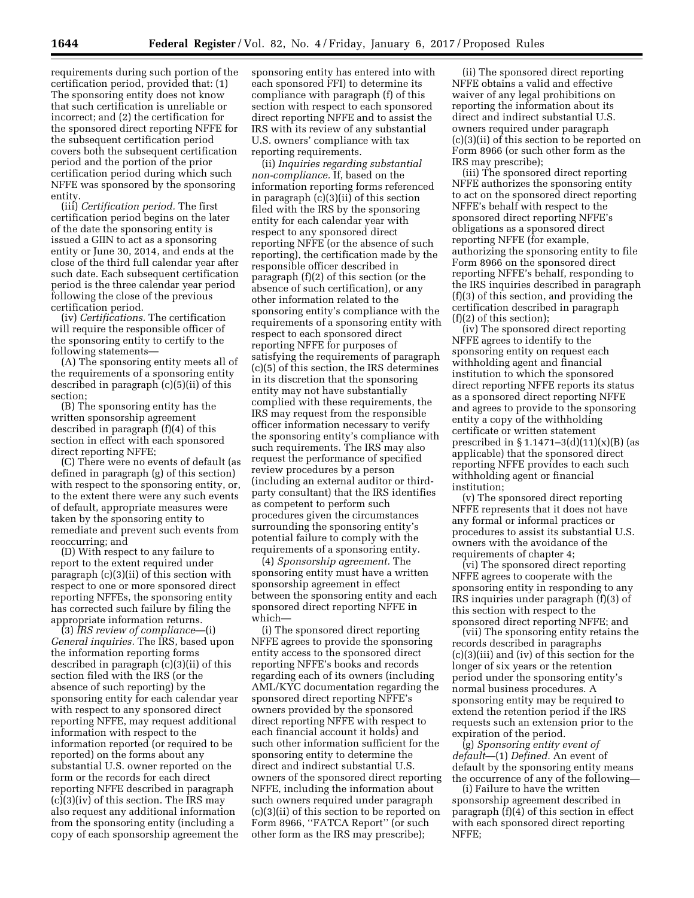requirements during such portion of the certification period, provided that: (1) The sponsoring entity does not know that such certification is unreliable or incorrect; and (2) the certification for the sponsored direct reporting NFFE for the subsequent certification period covers both the subsequent certification period and the portion of the prior certification period during which such NFFE was sponsored by the sponsoring entity.

(iii) *Certification period.* The first certification period begins on the later of the date the sponsoring entity is issued a GIIN to act as a sponsoring entity or June 30, 2014, and ends at the close of the third full calendar year after such date. Each subsequent certification period is the three calendar year period following the close of the previous certification period.

(iv) *Certifications.* The certification will require the responsible officer of the sponsoring entity to certify to the following statements—

(A) The sponsoring entity meets all of the requirements of a sponsoring entity described in paragraph (c)(5)(ii) of this section;

(B) The sponsoring entity has the written sponsorship agreement described in paragraph (f)(4) of this section in effect with each sponsored direct reporting NFFE;

(C) There were no events of default (as defined in paragraph (g) of this section) with respect to the sponsoring entity, or, to the extent there were any such events of default, appropriate measures were taken by the sponsoring entity to remediate and prevent such events from reoccurring; and

(D) With respect to any failure to report to the extent required under paragraph (c)(3)(ii) of this section with respect to one or more sponsored direct reporting NFFEs, the sponsoring entity has corrected such failure by filing the appropriate information returns.

(3) *IRS review of compliance*—(i) *General inquiries.* The IRS, based upon the information reporting forms described in paragraph (c)(3)(ii) of this section filed with the IRS (or the absence of such reporting) by the sponsoring entity for each calendar year with respect to any sponsored direct reporting NFFE, may request additional information with respect to the information reported (or required to be reported) on the forms about any substantial U.S. owner reported on the form or the records for each direct reporting NFFE described in paragraph (c)(3)(iv) of this section. The IRS may also request any additional information from the sponsoring entity (including a copy of each sponsorship agreement the sponsoring entity has entered into with each sponsored FFI) to determine its compliance with paragraph (f) of this section with respect to each sponsored direct reporting NFFE and to assist the IRS with its review of any substantial U.S. owners' compliance with tax reporting requirements.

(ii) *Inquiries regarding substantial non-compliance.* If, based on the information reporting forms referenced in paragraph (c)(3)(ii) of this section filed with the IRS by the sponsoring entity for each calendar year with respect to any sponsored direct reporting NFFE (or the absence of such reporting), the certification made by the responsible officer described in paragraph (f)(2) of this section (or the absence of such certification), or any other information related to the sponsoring entity's compliance with the requirements of a sponsoring entity with respect to each sponsored direct reporting NFFE for purposes of satisfying the requirements of paragraph (c)(5) of this section, the IRS determines in its discretion that the sponsoring entity may not have substantially complied with these requirements, the IRS may request from the responsible officer information necessary to verify the sponsoring entity's compliance with such requirements. The IRS may also request the performance of specified review procedures by a person (including an external auditor or third-party consultant) that the IRS identifies as competent to perform such procedures given the circumstances surrounding the sponsoring entity's potential failure to comply with the requirements of a sponsoring entity.

(4) *Sponsorship agreement.* The sponsoring entity must have a written sponsorship agreement in effect between the sponsoring entity and each sponsored direct reporting NFFE in which—

(i) The sponsored direct reporting NFFE agrees to provide the sponsoring entity access to the sponsored direct reporting NFFE's books and records regarding each of its owners (including AML/KYC documentation regarding the sponsored direct reporting NFFE's owners provided by the sponsored direct reporting NFFE with respect to each financial account it holds) and such other information sufficient for the sponsoring entity to determine the direct and indirect substantial U.S. owners of the sponsored direct reporting NFFE, including the information about such owners required under paragraph (c)(3)(ii) of this section to be reported on Form 8966, "FATCA Report" (or such other form as the IRS may prescribe);

(ii) The sponsored direct reporting NFFE obtains a valid and effective waiver of any legal prohibitions on reporting the information about its direct and indirect substantial U.S. owners required under paragraph (c)(3)(ii) of this section to be reported on Form 8966 (or such other form as the IRS may prescribe);

(iii) The sponsored direct reporting NFFE authorizes the sponsoring entity to act on the sponsored direct reporting NFFE's behalf with respect to the sponsored direct reporting NFFE's obligations as a sponsored direct reporting NFFE (for example, authorizing the sponsoring entity to file Form 8966 on the sponsored direct reporting NFFE's behalf, responding to the IRS inquiries described in paragraph (f)(3) of this section, and providing the certification described in paragraph (f)(2) of this section);

(iv) The sponsored direct reporting NFFE agrees to identify to the sponsoring entity on request each withholding agent and financial institution to which the sponsored direct reporting NFFE reports its status as a sponsored direct reporting NFFE and agrees to provide to the sponsoring entity a copy of the withholding certificate or written statement prescribed in § 1.1471–3(d)(11)(x)(B) (as applicable) that the sponsored direct reporting NFFE provides to each such withholding agent or financial institution;

(v) The sponsored direct reporting NFFE represents that it does not have any formal or informal practices or procedures to assist its substantial U.S. owners with the avoidance of the requirements of chapter 4;

(vi) The sponsored direct reporting NFFE agrees to cooperate with the sponsoring entity in responding to any IRS inquiries under paragraph (f)(3) of this section with respect to the sponsored direct reporting NFFE; and

(vii) The sponsoring entity retains the records described in paragraphs (c)(3)(iii) and (iv) of this section for the longer of six years or the retention period under the sponsoring entity's normal business procedures. A sponsoring entity may be required to extend the retention period if the IRS requests such an extension prior to the expiration of the period.

(g) *Sponsoring entity event of default*—(1) *Defined.* An event of default by the sponsoring entity means the occurrence of any of the following—

(i) Failure to have the written sponsorship agreement described in paragraph (f)(4) of this section in effect with each sponsored direct reporting NFFE;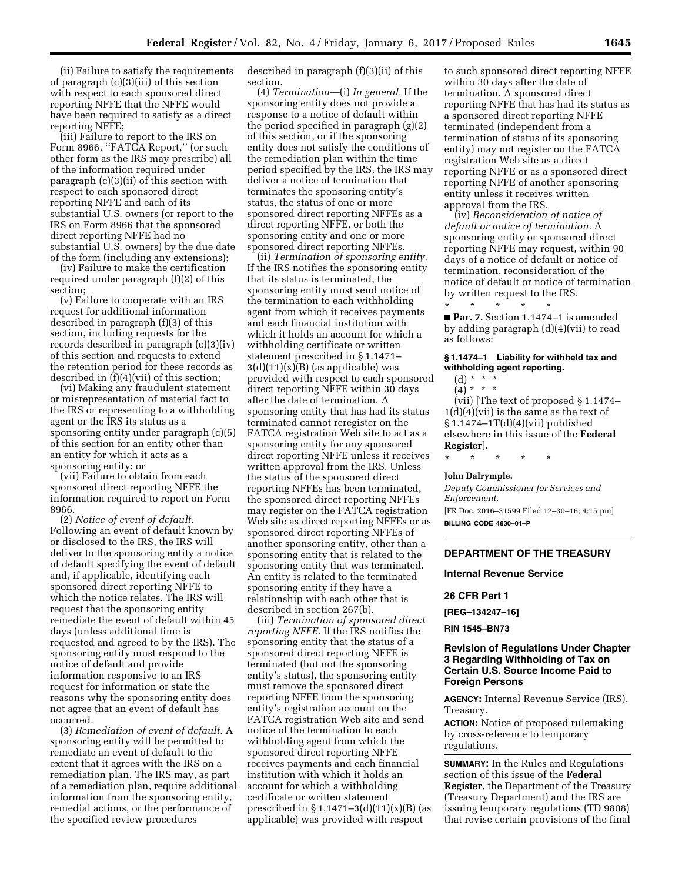(ii) Failure to satisfy the requirements of paragraph (c)(3)(iii) of this section with respect to each sponsored direct reporting NFFE that the NFFE would have been required to satisfy as a direct reporting NFFE;

(iii) Failure to report to the IRS on Form 8966, ''FATCA Report,'' (or such other form as the IRS may prescribe) all of the information required under paragraph (c)(3)(ii) of this section with respect to each sponsored direct reporting NFFE and each of its substantial U.S. owners (or report to the IRS on Form 8966 that the sponsored direct reporting NFFE had no substantial U.S. owners) by the due date of the form (including any extensions);

(iv) Failure to make the certification required under paragraph (f)(2) of this section;

(v) Failure to cooperate with an IRS request for additional information described in paragraph (f)(3) of this section, including requests for the records described in paragraph (c)(3)(iv) of this section and requests to extend the retention period for these records as described in (f)(4)(vii) of this section;

(vi) Making any fraudulent statement or misrepresentation of material fact to the IRS or representing to a withholding agent or the IRS its status as a sponsoring entity under paragraph (c)(5) of this section for an entity other than an entity for which it acts as a sponsoring entity; or

(vii) Failure to obtain from each sponsored direct reporting NFFE the information required to report on Form 8966.

(2) *Notice of event of default.* Following an event of default known by or disclosed to the IRS, the IRS will deliver to the sponsoring entity a notice of default specifying the event of default and, if applicable, identifying each sponsored direct reporting NFFE to which the notice relates. The IRS will request that the sponsoring entity remediate the event of default within 45 days (unless additional time is requested and agreed to by the IRS). The sponsoring entity must respond to the notice of default and provide information responsive to an IRS request for information or state the reasons why the sponsoring entity does not agree that an event of default has occurred.

(3) *Remediation of event of default.* A sponsoring entity will be permitted to remediate an event of default to the extent that it agrees with the IRS on a remediation plan. The IRS may, as part of a remediation plan, require additional information from the sponsoring entity, remedial actions, or the performance of the specified review procedures described in paragraph (f)(3)(ii) of this section.

(4) *Termination*—(i) *In general.* If the sponsoring entity does not provide a response to a notice of default within the period specified in paragraph (g)(2) of this section, or if the sponsoring entity does not satisfy the conditions of the remediation plan within the time period specified by the IRS, the IRS may deliver a notice of termination that terminates the sponsoring entity's status, the status of one or more sponsored direct reporting NFFEs as a direct reporting NFFE, or both the sponsoring entity and one or more sponsored direct reporting NFFEs.

(ii) *Termination of sponsoring entity.* If the IRS notifies the sponsoring entity that its status is terminated, the sponsoring entity must send notice of the termination to each withholding agent from which it receives payments and each financial institution with which it holds an account for which a withholding certificate or written statement prescribed in § 1.1471–3(d)(11)(x)(B) (as applicable) was provided with respect to each sponsored direct reporting NFFE within 30 days after the date of termination. A sponsoring entity that has had its status terminated cannot reregister on the FATCA registration Web site to act as a sponsoring entity for any sponsored direct reporting NFFE unless it receives written approval from the IRS. Unless the status of the sponsored direct reporting NFFEs has been terminated, the sponsored direct reporting NFFEs may register on the FATCA registration Web site as direct reporting NFFEs or as sponsored direct reporting NFFEs of another sponsoring entity, other than a sponsoring entity that is related to the sponsoring entity that was terminated. An entity is related to the terminated sponsoring entity if they have a relationship with each other that is described in section 267(b).

(iii) *Termination of sponsored direct reporting NFFE.* If the IRS notifies the sponsoring entity that the status of a sponsored direct reporting NFFE is terminated (but not the sponsoring entity's status), the sponsoring entity must remove the sponsored direct reporting NFFE from the sponsoring entity's registration account on the FATCA registration Web site and send notice of the termination to each withholding agent from which the sponsored direct reporting NFFE receives payments and each financial institution with which it holds an account for which a withholding certificate or written statement prescribed in § 1.1471–3(d)(11)(x)(B) (as applicable) was provided with respect to such sponsored direct reporting NFFE within 30 days after the date of termination. A sponsored direct reporting NFFE that has had its status as a sponsored direct reporting NFFE terminated (independent from a termination of status of its sponsoring entity) may not register on the FATCA registration Web site as a direct reporting NFFE or as a sponsored direct reporting NFFE of another sponsoring entity unless it receives written approval from the IRS.

(iv) *Reconsideration of notice of default or notice of termination.* A sponsoring entity or sponsored direct reporting NFFE may request, within 90 days of a notice of default or notice of termination, reconsideration of the notice of default or notice of termination by written request to the IRS.

\* \* \* \* \*

■ **Par. 7.** Section 1.1474–1 is amended by adding paragraph (d)(4)(vii) to read as follows:

**§ 1.1474–1 Liability for withheld tax and withholding agent reporting.**

(d) \* \* \*

(4) \* \* \*

(vii) [The text of proposed § 1.1474–1(d)(4)(vii) is the same as the text of § 1.1474–1T(d)(4)(vii) published elsewhere in this issue of the **Federal Register**].

\* \* \* \* \*

**John Dalrymple,**

*Deputy Commissioner for Services and Enforcement.*

[FR Doc. 2016–31599 Filed 12–30–16; 4:15 pm]

**BILLING CODE 4830–01–P**

---

## DEPARTMENT OF THE TREASURY

### Internal Revenue Service

### 26 CFR Part 1

**[REG–134247–16]**

**RIN 1545–BN73**

## Revision of Regulations Under Chapter 3 Regarding Withholding of Tax on Certain U.S. Source Income Paid to Foreign Persons

**AGENCY:** Internal Revenue Service (IRS), Treasury.

**ACTION:** Notice of proposed rulemaking by cross-reference to temporary regulations.

**SUMMARY:** In the Rules and Regulations section of this issue of the **Federal Register**, the Department of the Treasury (Treasury Department) and the IRS are issuing temporary regulations (TD 9808) that revise certain provisions of the final